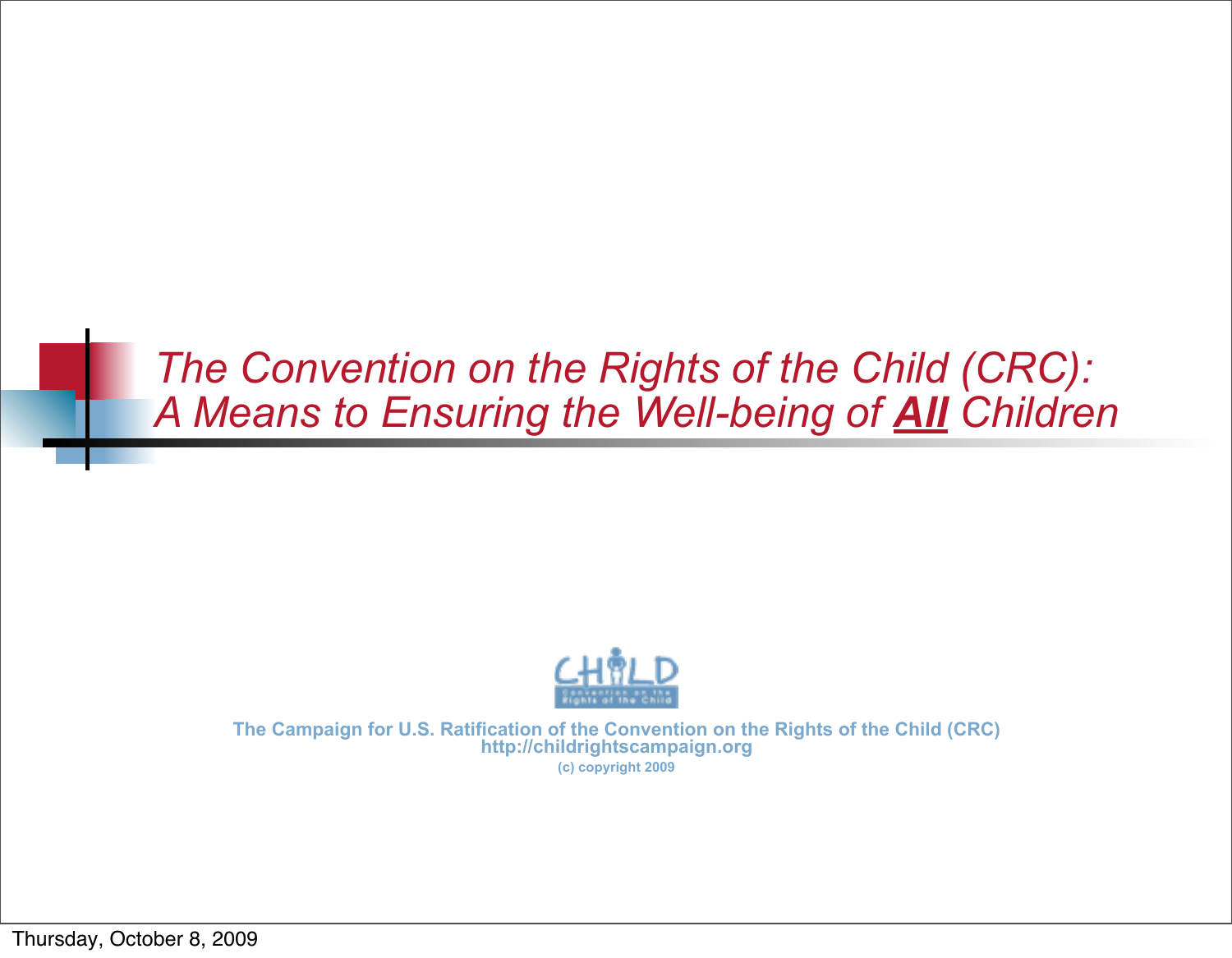# *The Convention on the Rights of the Child (CRC): A Means to Ensuring the Well-being of **All** Children*

**The Campaign for U.S. Ratification of the Convention on the Rights of the Child (CRC)**
**http://childrightscampaign.org**
**(c) copyright 2009**

Thursday, October 8, 2009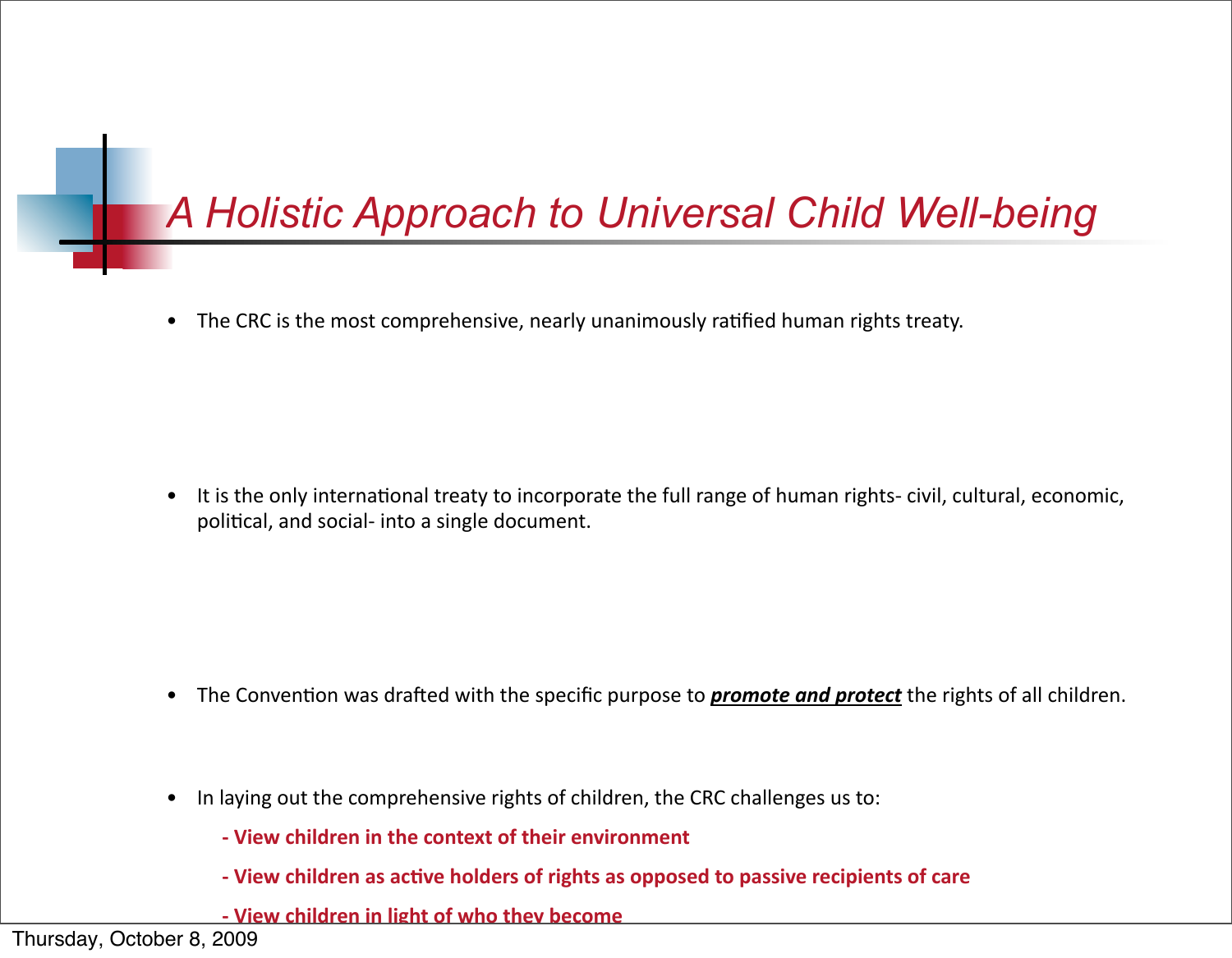# A Holistic Approach to Universal Child Well-being

- The CRC is the most comprehensive, nearly unanimously ratified human rights treaty.

- It is the only international treaty to incorporate the full range of human rights- civil, cultural, economic, political, and social- into a single document.

- The Convention was drafted with the specific purpose to ***promote and protect*** the rights of all children.

- In laying out the comprehensive rights of children, the CRC challenges us to:

  **- View children in the context of their environment**

  **- View children as active holders of rights as opposed to passive recipients of care**

  **- View children in light of who they become**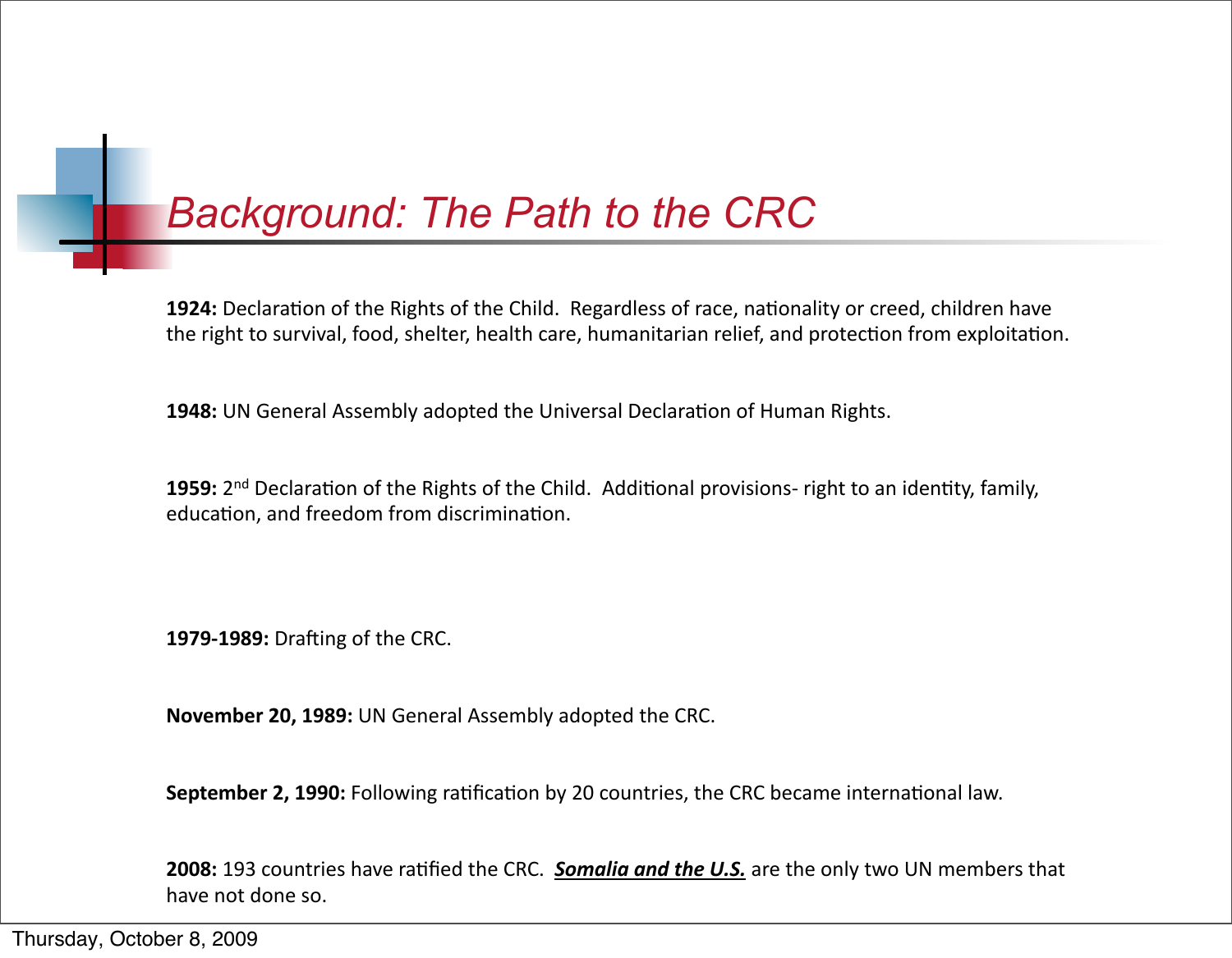# Background: The Path to the CRC

**1924:** Declaration of the Rights of the Child. Regardless of race, nationality or creed, children have the right to survival, food, shelter, health care, humanitarian relief, and protection from exploitation.

**1948:** UN General Assembly adopted the Universal Declaration of Human Rights.

**1959:** 2nd Declaration of the Rights of the Child. Additional provisions- right to an identity, family, education, and freedom from discrimination.

**1979-1989:** Drafting of the CRC.

**November 20, 1989:** UN General Assembly adopted the CRC.

**September 2, 1990:** Following ratification by 20 countries, the CRC became international law.

**2008:** 193 countries have ratified the CRC. ***Somalia and the U.S.*** are the only two UN members that have not done so.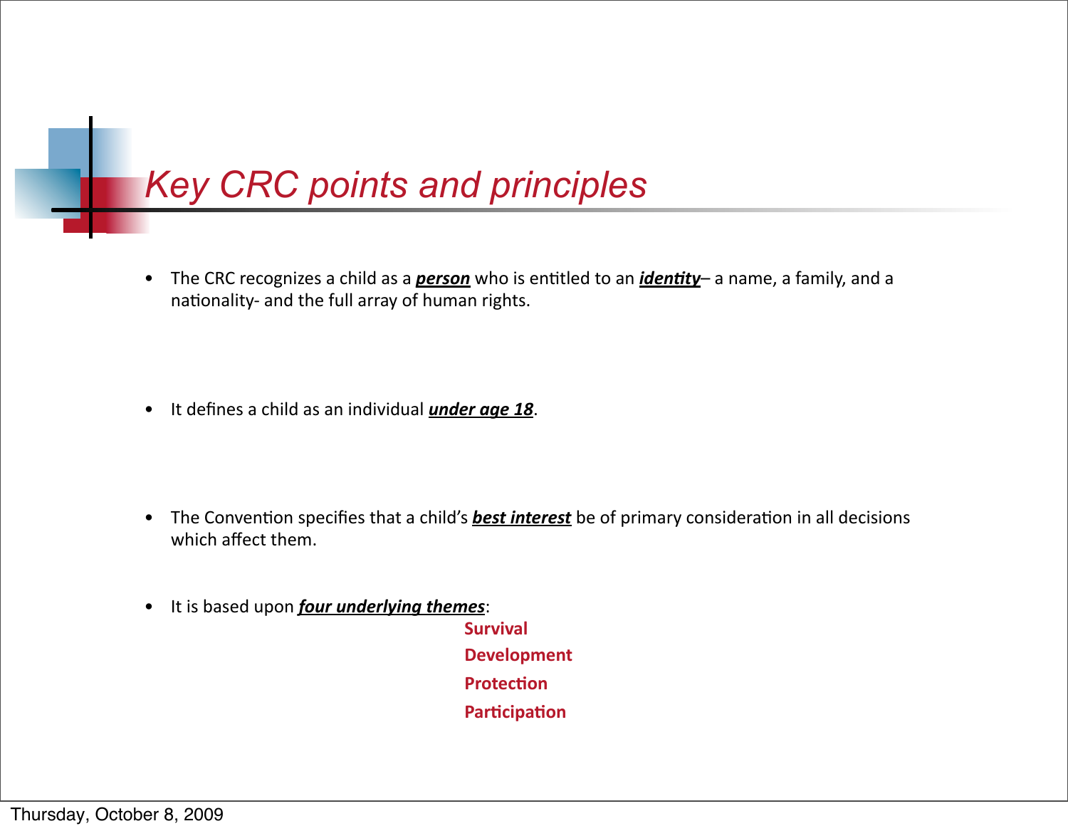# *Key CRC points and principles*

- The CRC recognizes a child as a ***person*** who is entitled to an ***identity***– a name, a family, and a nationality- and the full array of human rights.

- It defines a child as an individual ***under age 18***.

- The Convention specifies that a child's ***best interest*** be of primary consideration in all decisions which affect them.

- It is based upon ***four underlying themes***:

  **Survival**
  **Development**
  **Protection**
  **Participation**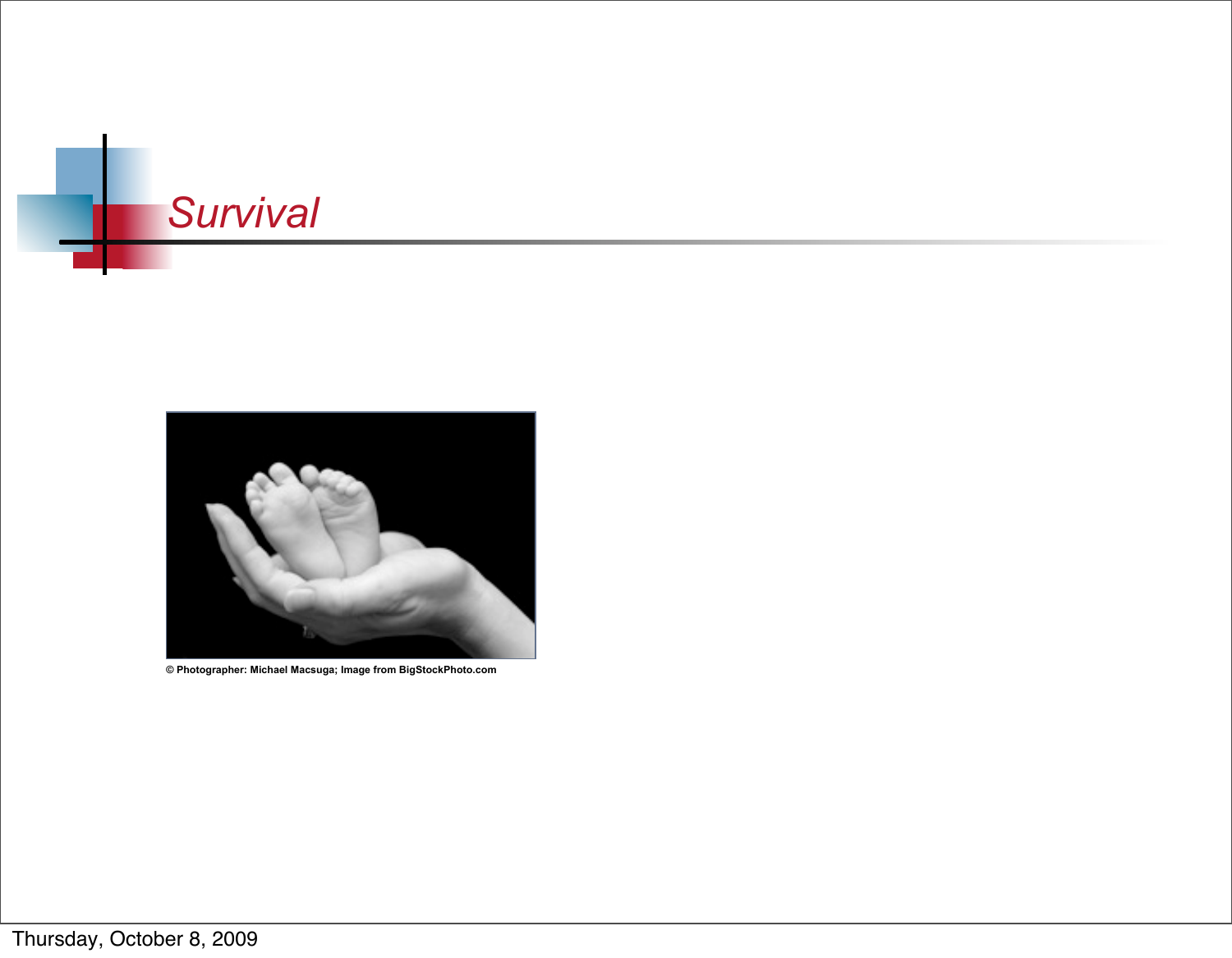# Survival

© Photographer: Michael Macsuga; Image from BigStockPhoto.com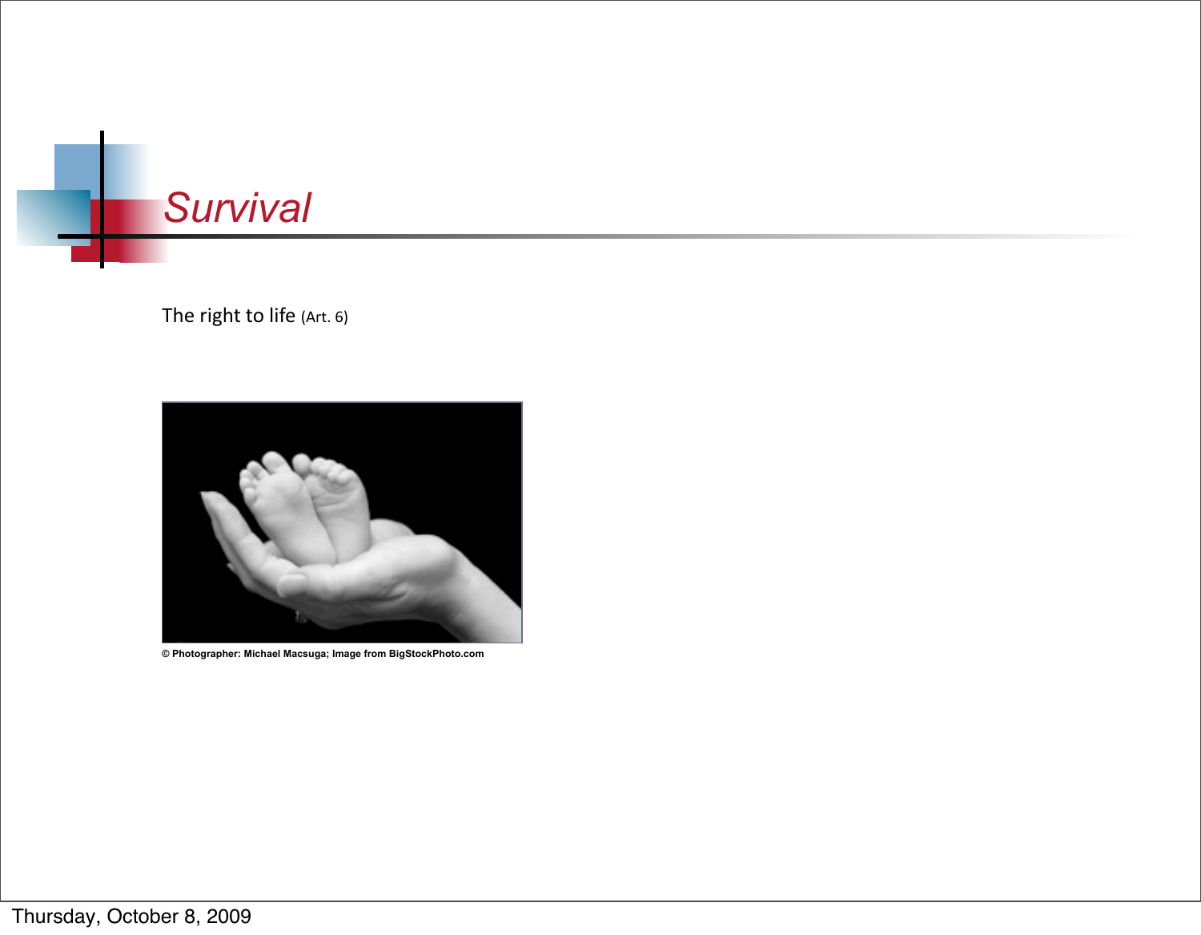# *Survival*

The right to life (Art. 6)

© Photographer: Michael Macsuga; Image from BigStockPhoto.com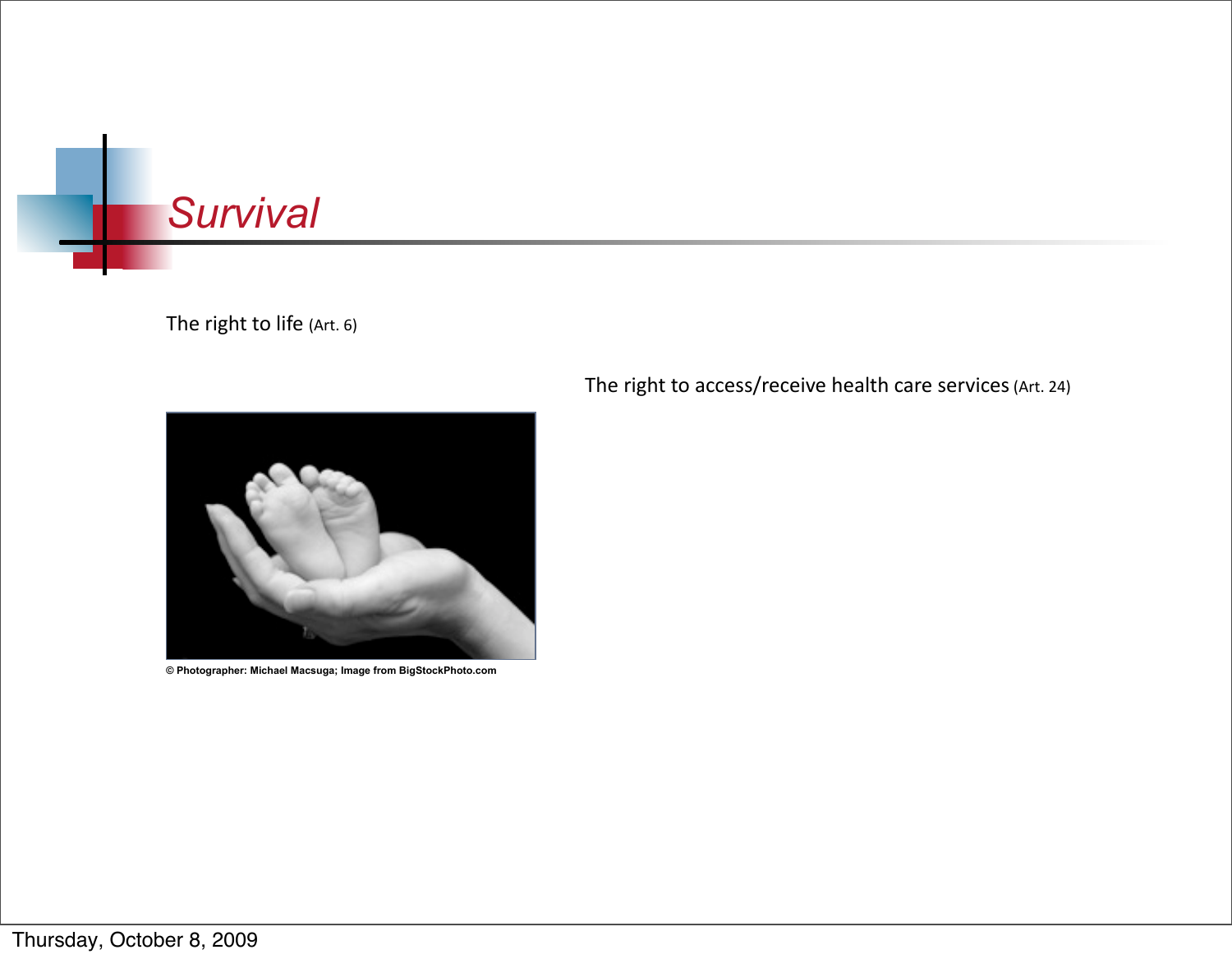# *Survival*

The right to life (Art. 6)

The right to access/receive health care services (Art. 24)

© Photographer: Michael Macsuga; Image from BigStockPhoto.com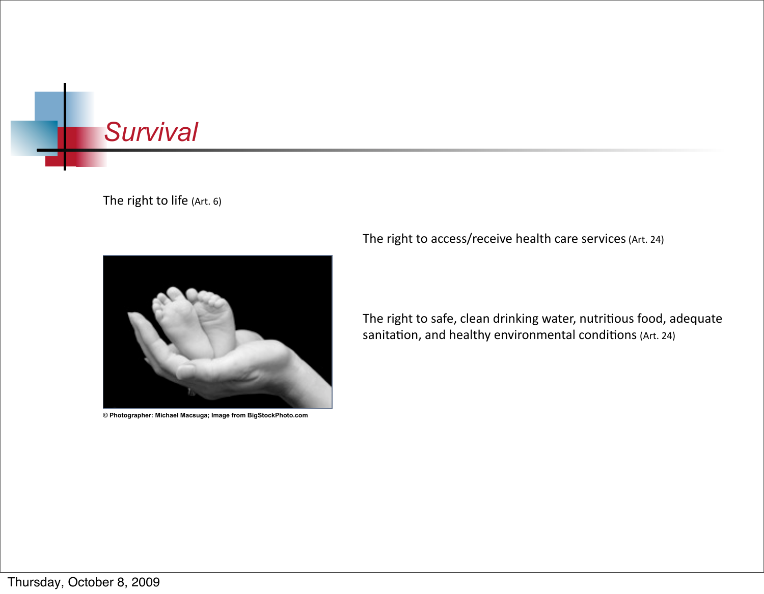# *Survival*

The right to life (Art. 6)

© Photographer: Michael Macsuga; Image from BigStockPhoto.com

The right to access/receive health care services (Art. 24)

The right to safe, clean drinking water, nutritious food, adequate sanitation, and healthy environmental conditions (Art. 24)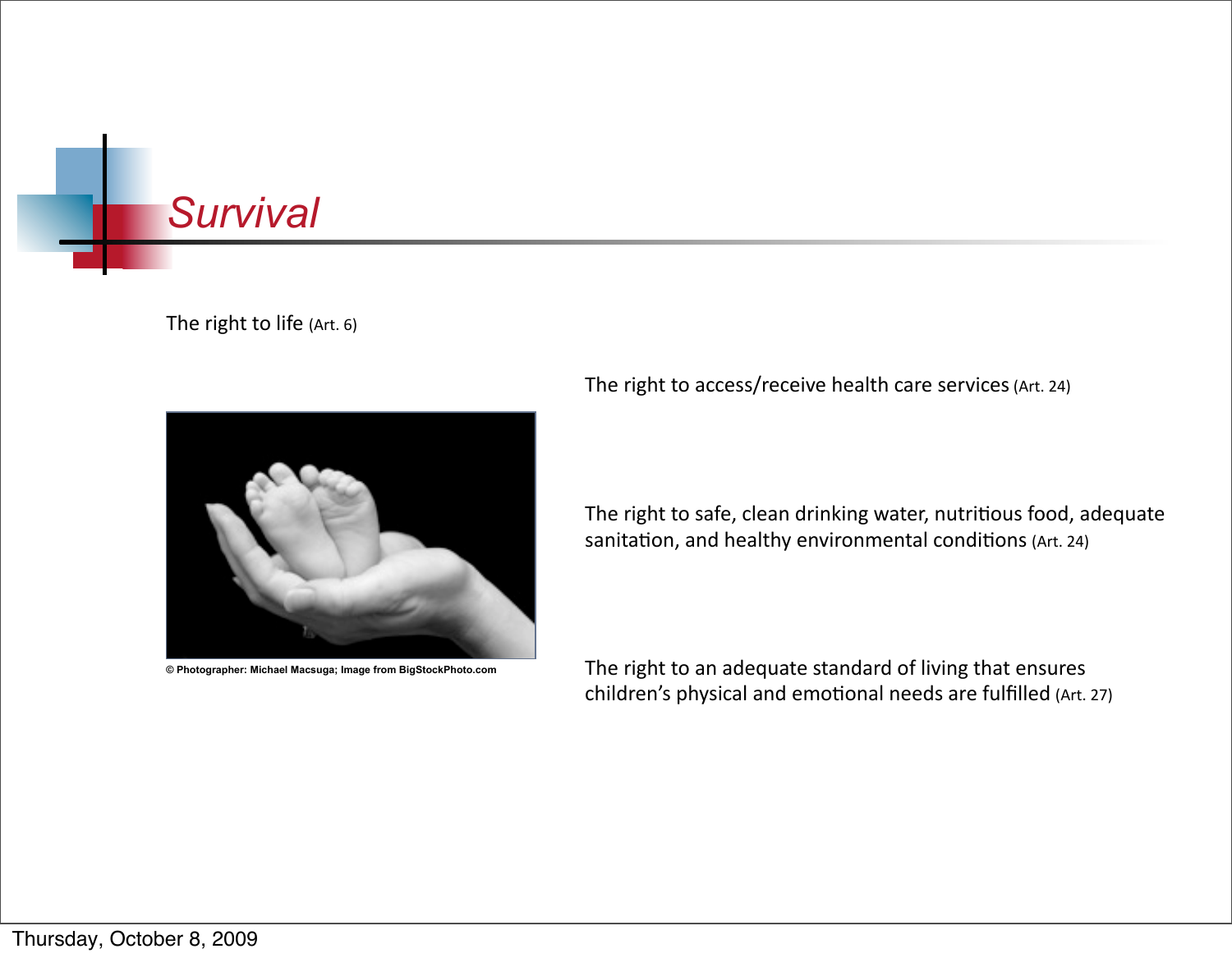# *Survival*

The right to life (Art. 6)

© Photographer: Michael Macsuga; Image from BigStockPhoto.com

The right to access/receive health care services (Art. 24)

The right to safe, clean drinking water, nutritious food, adequate sanitation, and healthy environmental conditions (Art. 24)

The right to an adequate standard of living that ensures children's physical and emotional needs are fulfilled (Art. 27)

Thursday, October 8, 2009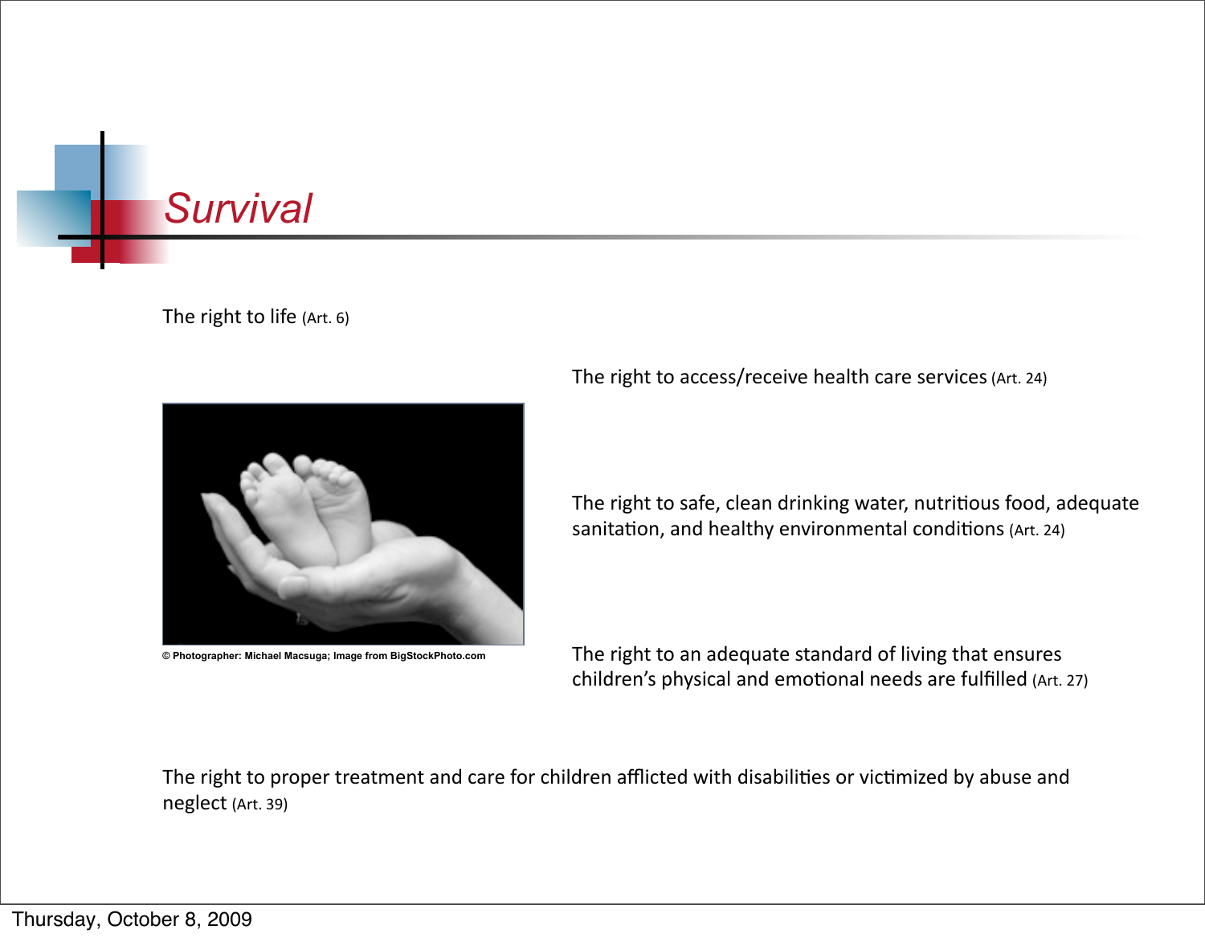# *Survival*

The right to life (Art. 6)

© Photographer: Michael Macsuga; Image from BigStockPhoto.com

The right to access/receive health care services (Art. 24)

The right to safe, clean drinking water, nutritious food, adequate sanitation, and healthy environmental conditions (Art. 24)

The right to an adequate standard of living that ensures children's physical and emotional needs are fulfilled (Art. 27)

The right to proper treatment and care for children afflicted with disabilities or victimized by abuse and neglect (Art. 39)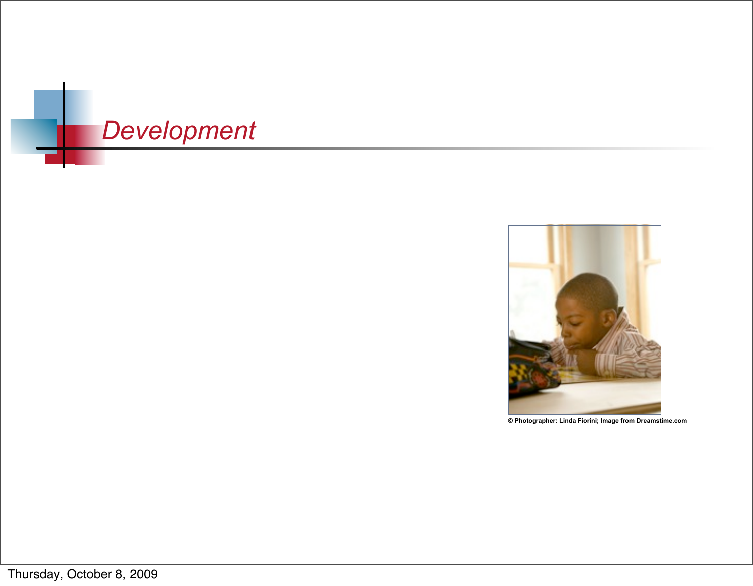# *Development*

© Photographer: Linda Fiorini; Image from Dreamstime.com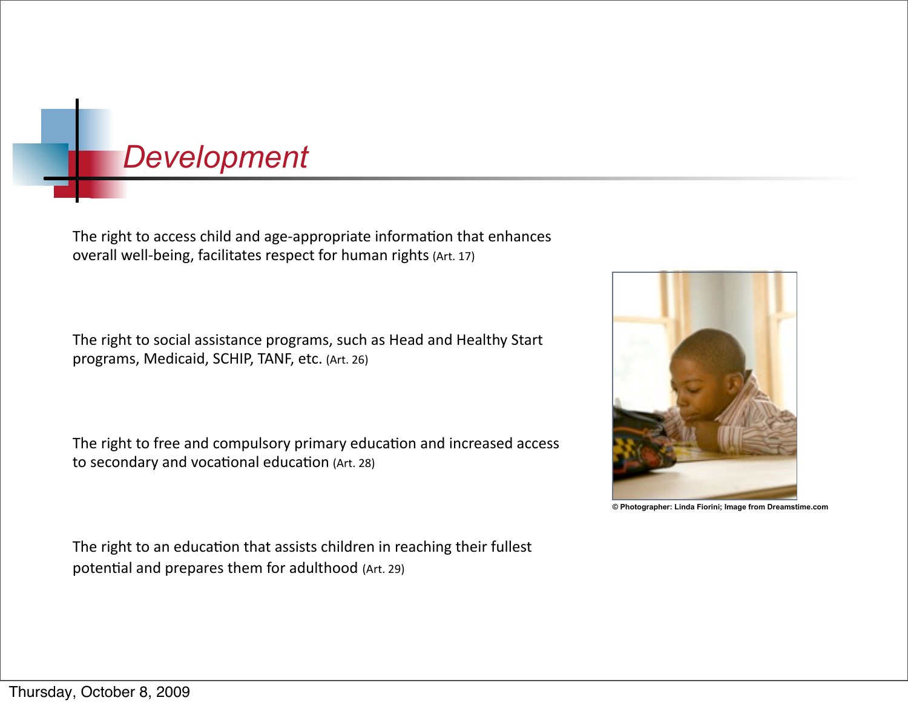# Development

The right to access child and age-appropriate information that enhances overall well-being, facilitates respect for human rights (Art. 17)

The right to social assistance programs, such as Head and Healthy Start programs, Medicaid, SCHIP, TANF, etc. (Art. 26)

The right to free and compulsory primary education and increased access to secondary and vocational education (Art. 28)

The right to an education that assists children in reaching their fullest potential and prepares them for adulthood (Art. 29)

© Photographer: Linda Fiorini; Image from Dreamstime.com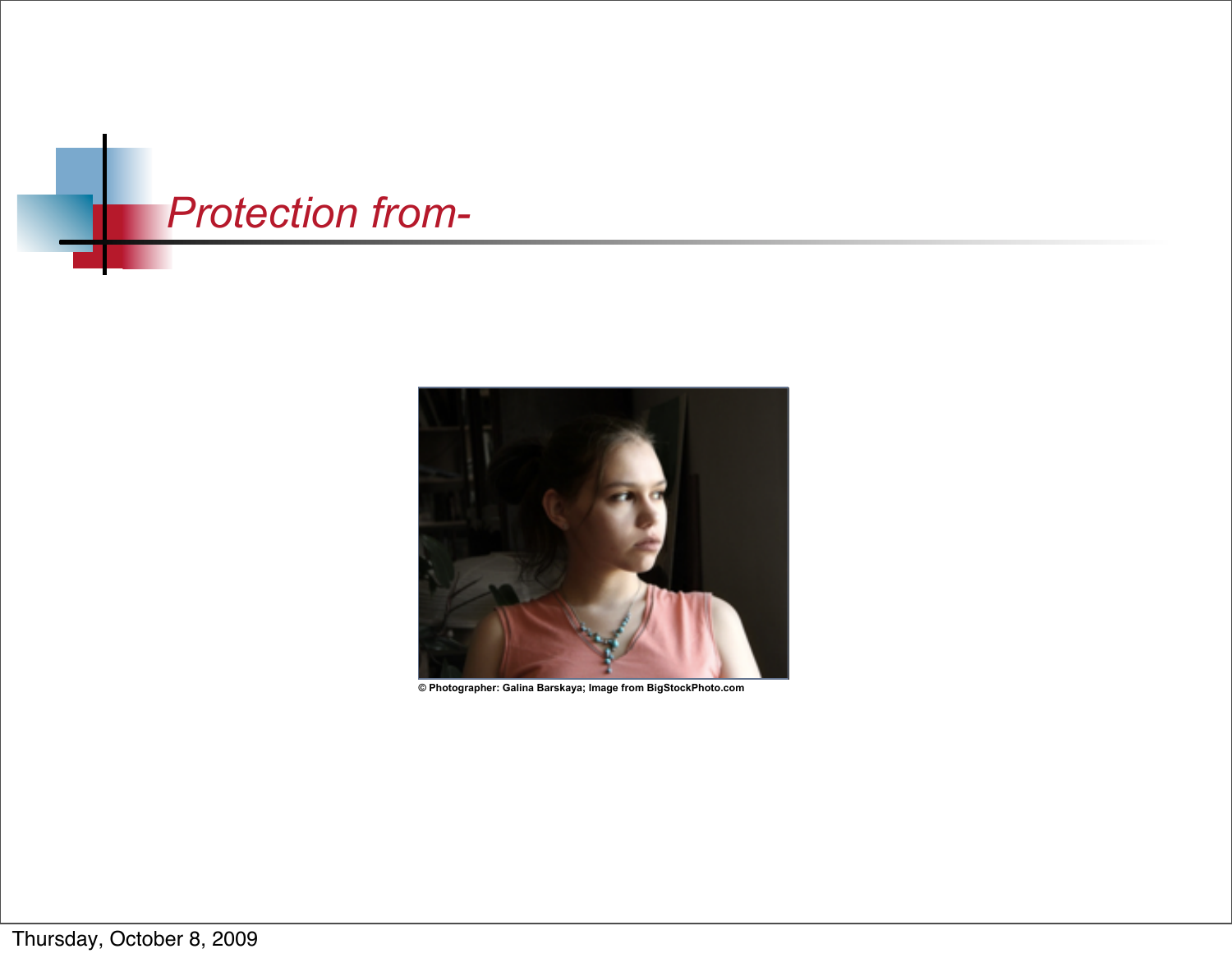# Protection from-

© Photographer: Galina Barskaya; Image from BigStockPhoto.com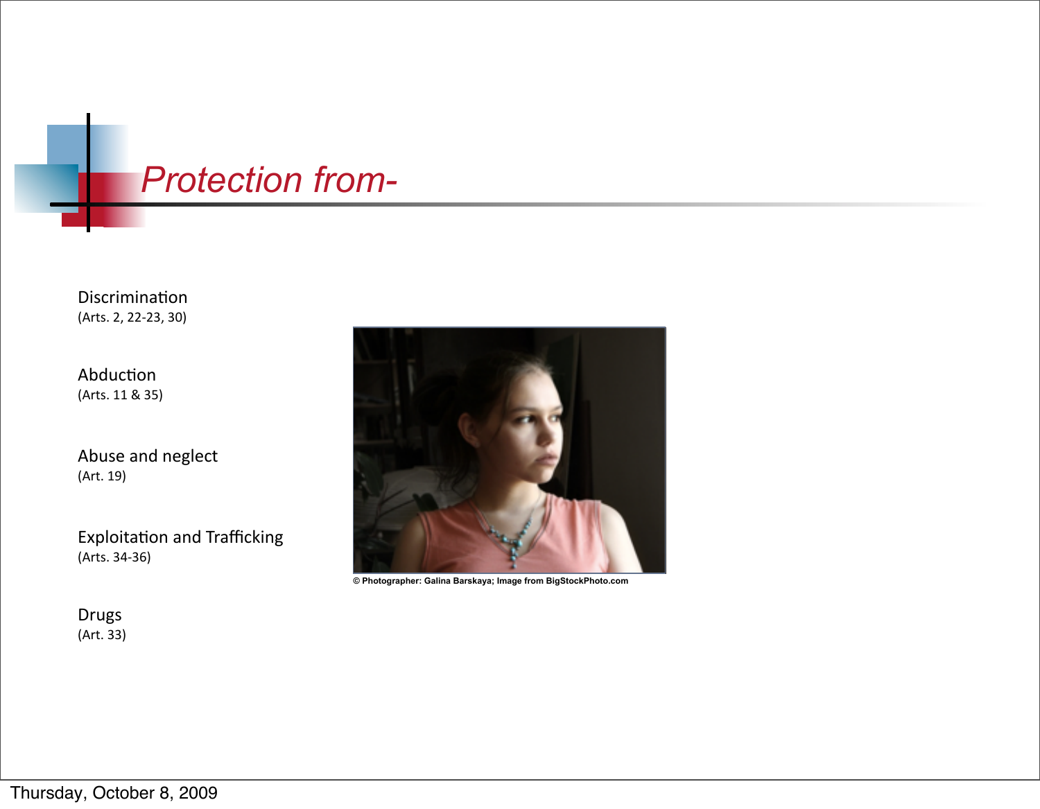# Protection from-

Discrimination
(Arts. 2, 22-23, 30)

Abduction
(Arts. 11 & 35)

Abuse and neglect
(Art. 19)

Exploitation and Trafficking
(Arts. 34-36)

Drugs
(Art. 33)

© Photographer: Galina Barskaya; Image from BigStockPhoto.com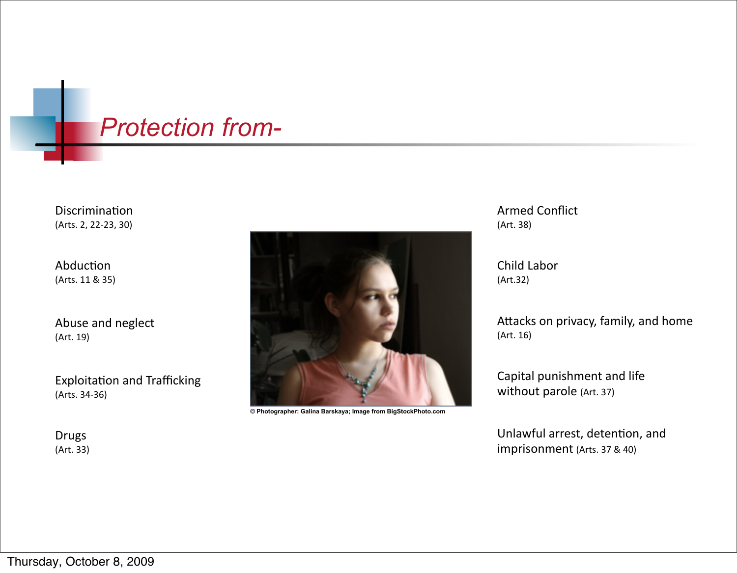# Protection from-

Discrimination
(Arts. 2, 22-23, 30)

Abduction
(Arts. 11 & 35)

Abuse and neglect
(Art. 19)

Exploitation and Trafficking
(Arts. 34-36)

Drugs
(Art. 33)

© Photographer: Galina Barskaya; Image from BigStockPhoto.com

Armed Conflict
(Art. 38)

Child Labor
(Art.32)

Attacks on privacy, family, and home
(Art. 16)

Capital punishment and life without parole (Art. 37)

Unlawful arrest, detention, and imprisonment (Arts. 37 & 40)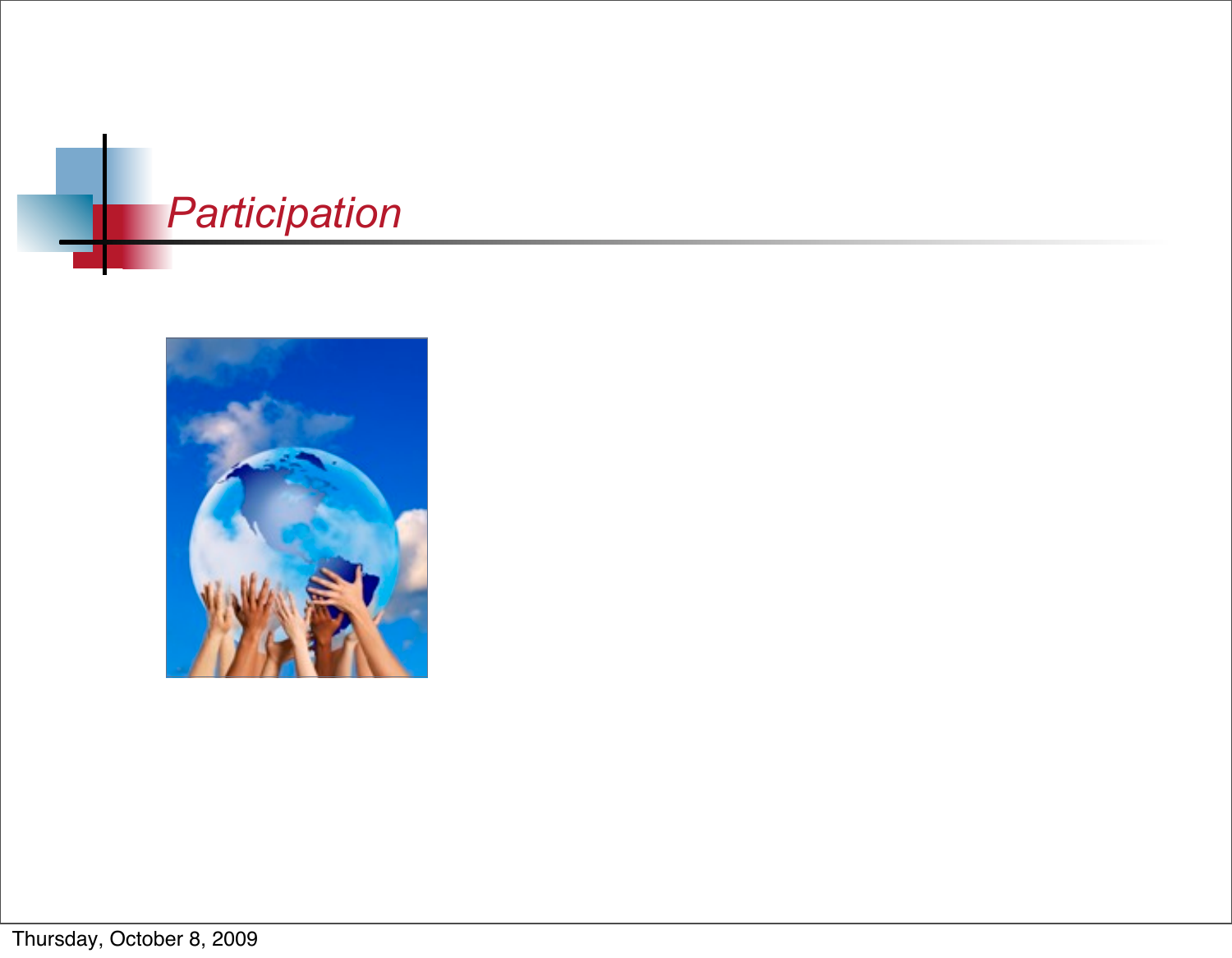# Participation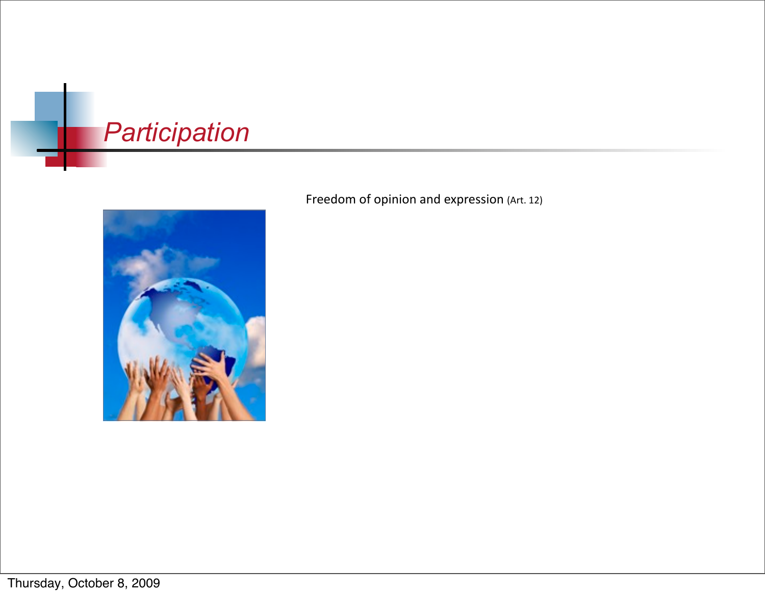# *Participation*

Freedom of opinion and expression (Art. 12)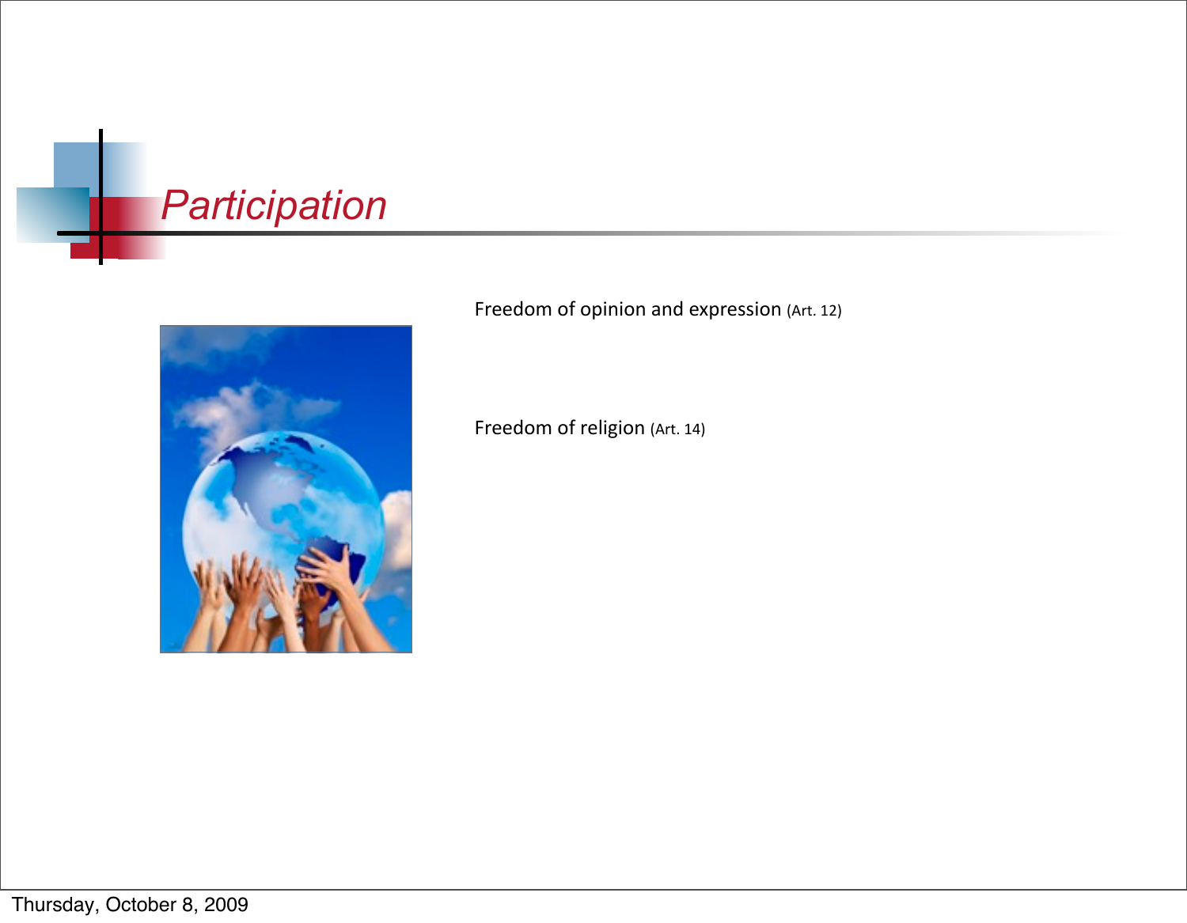# Participation

Freedom of opinion and expression (Art. 12)

Freedom of religion (Art. 14)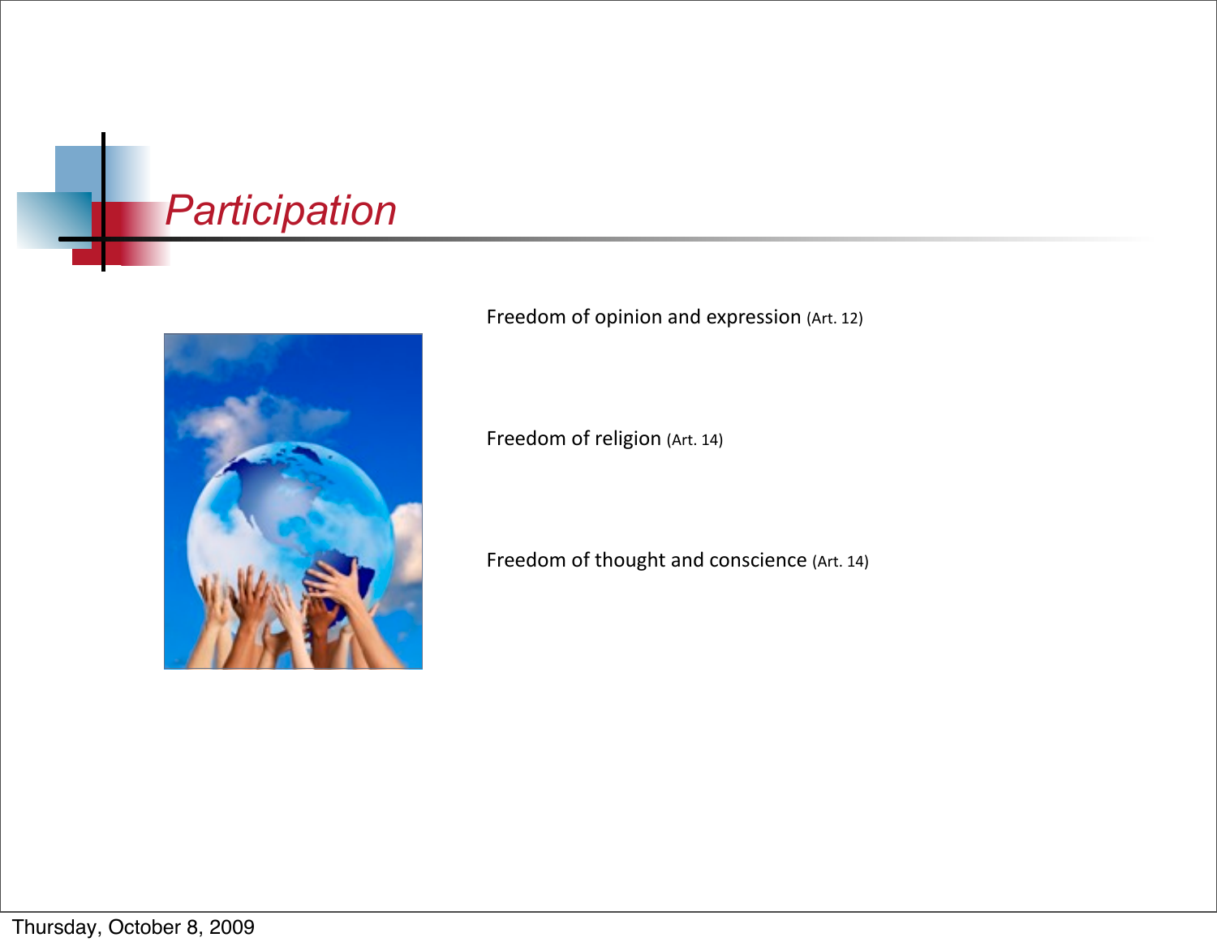# *Participation*

Freedom of opinion and expression (Art. 12)

Freedom of religion (Art. 14)

Freedom of thought and conscience (Art. 14)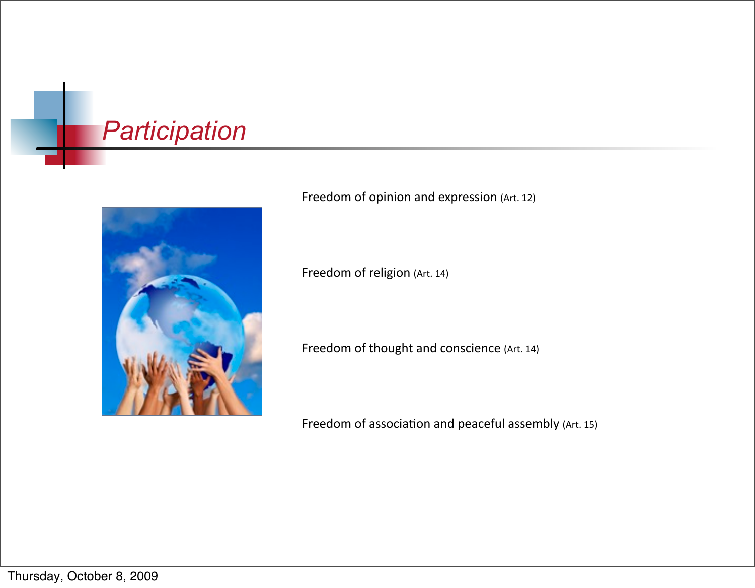# *Participation*

Freedom of opinion and expression (Art. 12)

Freedom of religion (Art. 14)

Freedom of thought and conscience (Art. 14)

Freedom of association and peaceful assembly (Art. 15)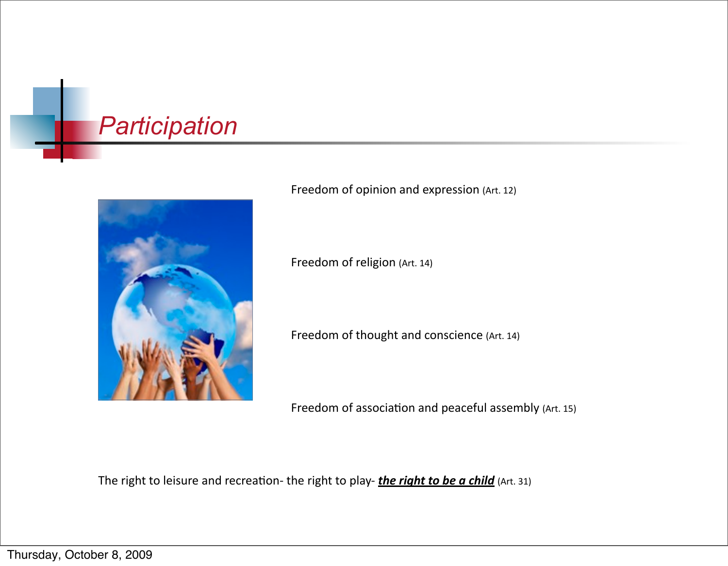# *Participation*

Freedom of opinion and expression (Art. 12)

Freedom of religion (Art. 14)

Freedom of thought and conscience (Art. 14)

Freedom of association and peaceful assembly (Art. 15)

The right to leisure and recreation- the right to play- ***the right to be a child*** (Art. 31)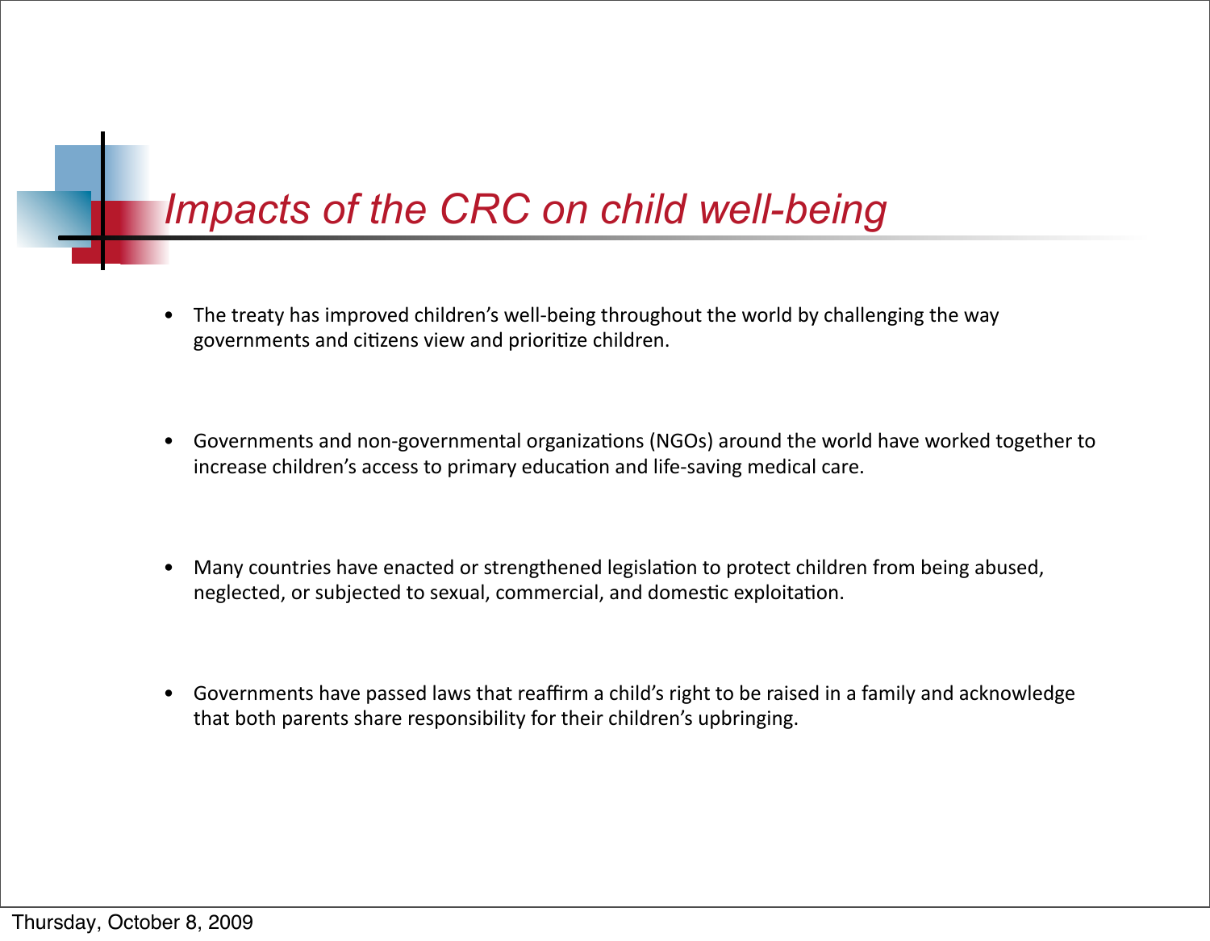# *Impacts of the CRC on child well-being*

- The treaty has improved children's well-being throughout the world by challenging the way governments and citizens view and prioritize children.

- Governments and non-governmental organizations (NGOs) around the world have worked together to increase children's access to primary education and life-saving medical care.

- Many countries have enacted or strengthened legislation to protect children from being abused, neglected, or subjected to sexual, commercial, and domestic exploitation.

- Governments have passed laws that reaffirm a child's right to be raised in a family and acknowledge that both parents share responsibility for their children's upbringing.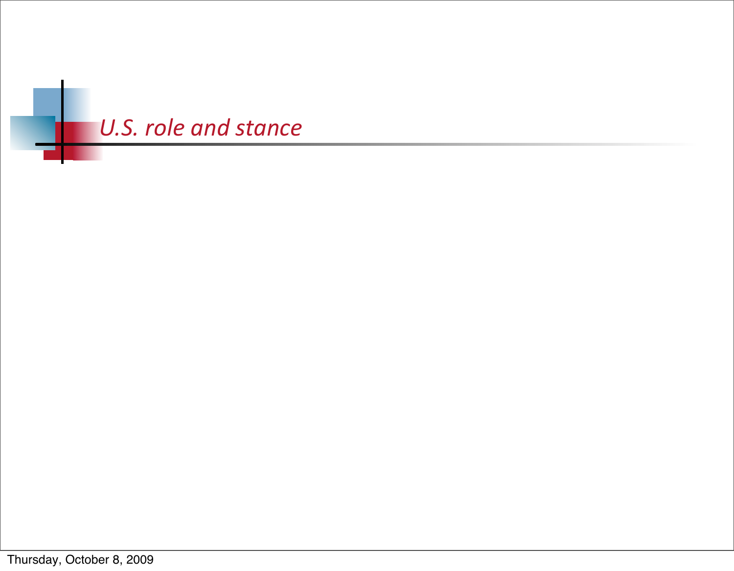# *U.S. role and stance*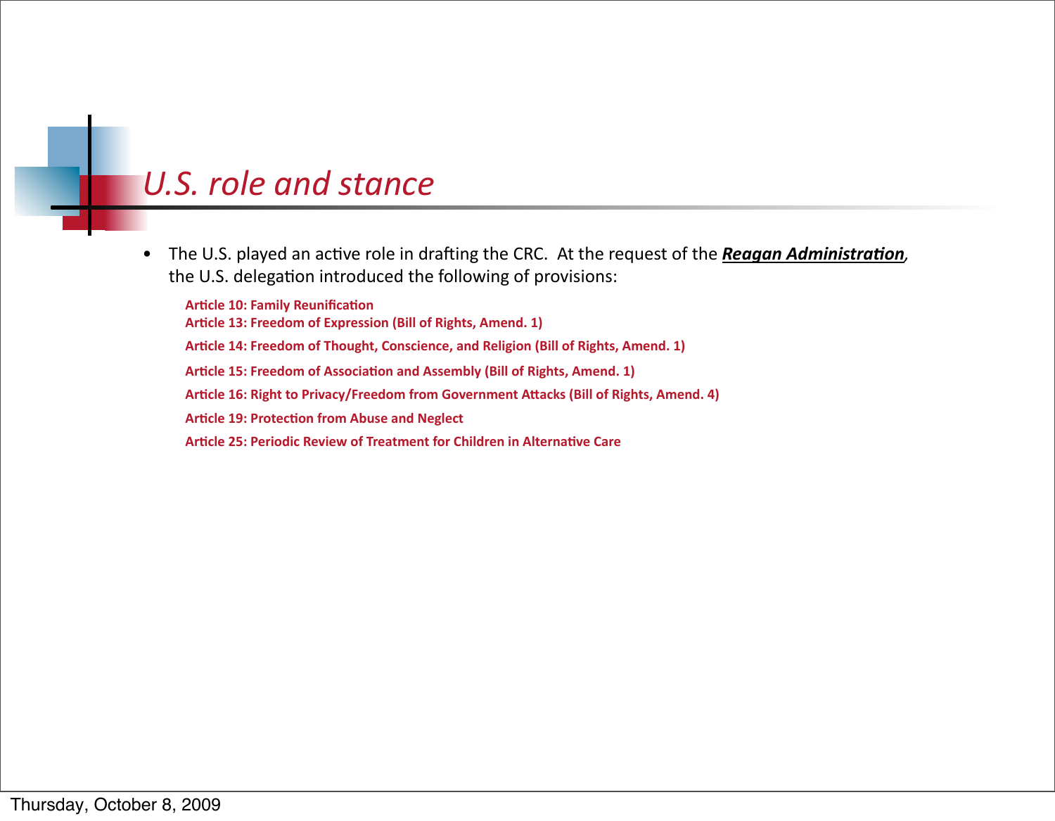# *U.S. role and stance*

- The U.S. played an active role in drafting the CRC. At the request of the ***Reagan Administration***, the U.S. delegation introduced the following of provisions:

  **Article 10: Family Reunification**
  **Article 13: Freedom of Expression (Bill of Rights, Amend. 1)**

  **Article 14: Freedom of Thought, Conscience, and Religion (Bill of Rights, Amend. 1)**

  **Article 15: Freedom of Association and Assembly (Bill of Rights, Amend. 1)**

  **Article 16: Right to Privacy/Freedom from Government Attacks (Bill of Rights, Amend. 4)**

  **Article 19: Protection from Abuse and Neglect**

  **Article 25: Periodic Review of Treatment for Children in Alternative Care**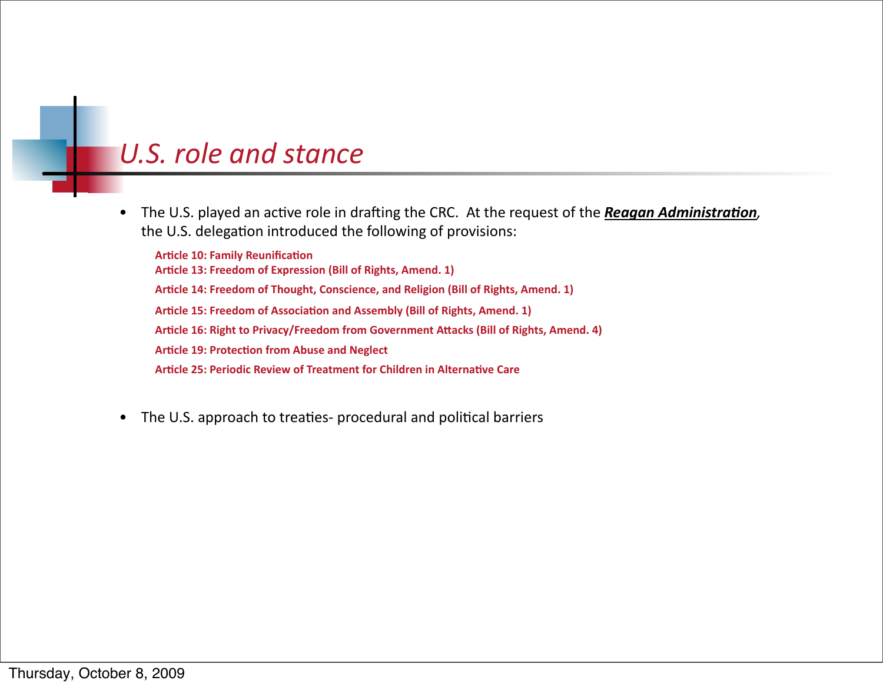# *U.S. role and stance*

- The U.S. played an active role in drafting the CRC. At the request of the ***Reagan Administration***, the U.S. delegation introduced the following of provisions:

  **Article 10: Family Reunification**
  **Article 13: Freedom of Expression (Bill of Rights, Amend. 1)**
  **Article 14: Freedom of Thought, Conscience, and Religion (Bill of Rights, Amend. 1)**
  **Article 15: Freedom of Association and Assembly (Bill of Rights, Amend. 1)**
  **Article 16: Right to Privacy/Freedom from Government Attacks (Bill of Rights, Amend. 4)**
  **Article 19: Protection from Abuse and Neglect**
  **Article 25: Periodic Review of Treatment for Children in Alternative Care**

- The U.S. approach to treaties- procedural and political barriers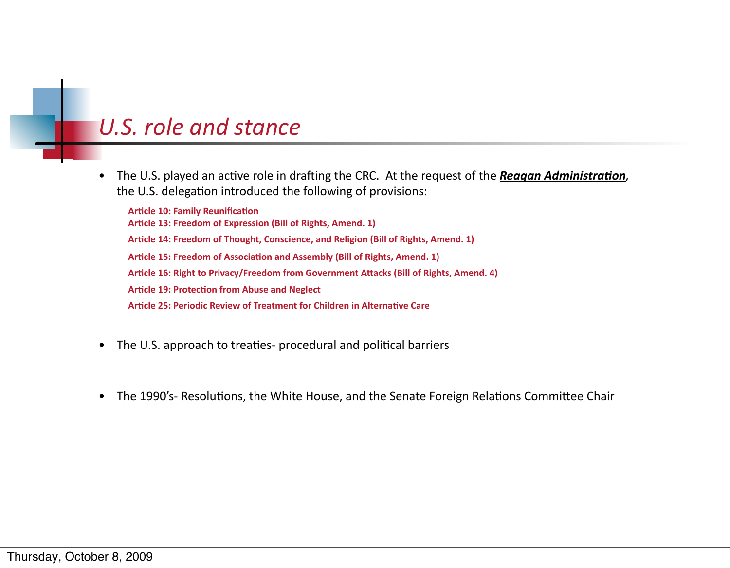# *U.S. role and stance*

- The U.S. played an active role in drafting the CRC. At the request of the ***Reagan Administration***, the U.S. delegation introduced the following of provisions:

  **Article 10: Family Reunification**
  **Article 13: Freedom of Expression (Bill of Rights, Amend. 1)**
  **Article 14: Freedom of Thought, Conscience, and Religion (Bill of Rights, Amend. 1)**
  **Article 15: Freedom of Association and Assembly (Bill of Rights, Amend. 1)**
  **Article 16: Right to Privacy/Freedom from Government Attacks (Bill of Rights, Amend. 4)**
  **Article 19: Protection from Abuse and Neglect**
  **Article 25: Periodic Review of Treatment for Children in Alternative Care**

- The U.S. approach to treaties- procedural and political barriers

- The 1990's- Resolutions, the White House, and the Senate Foreign Relations Committee Chair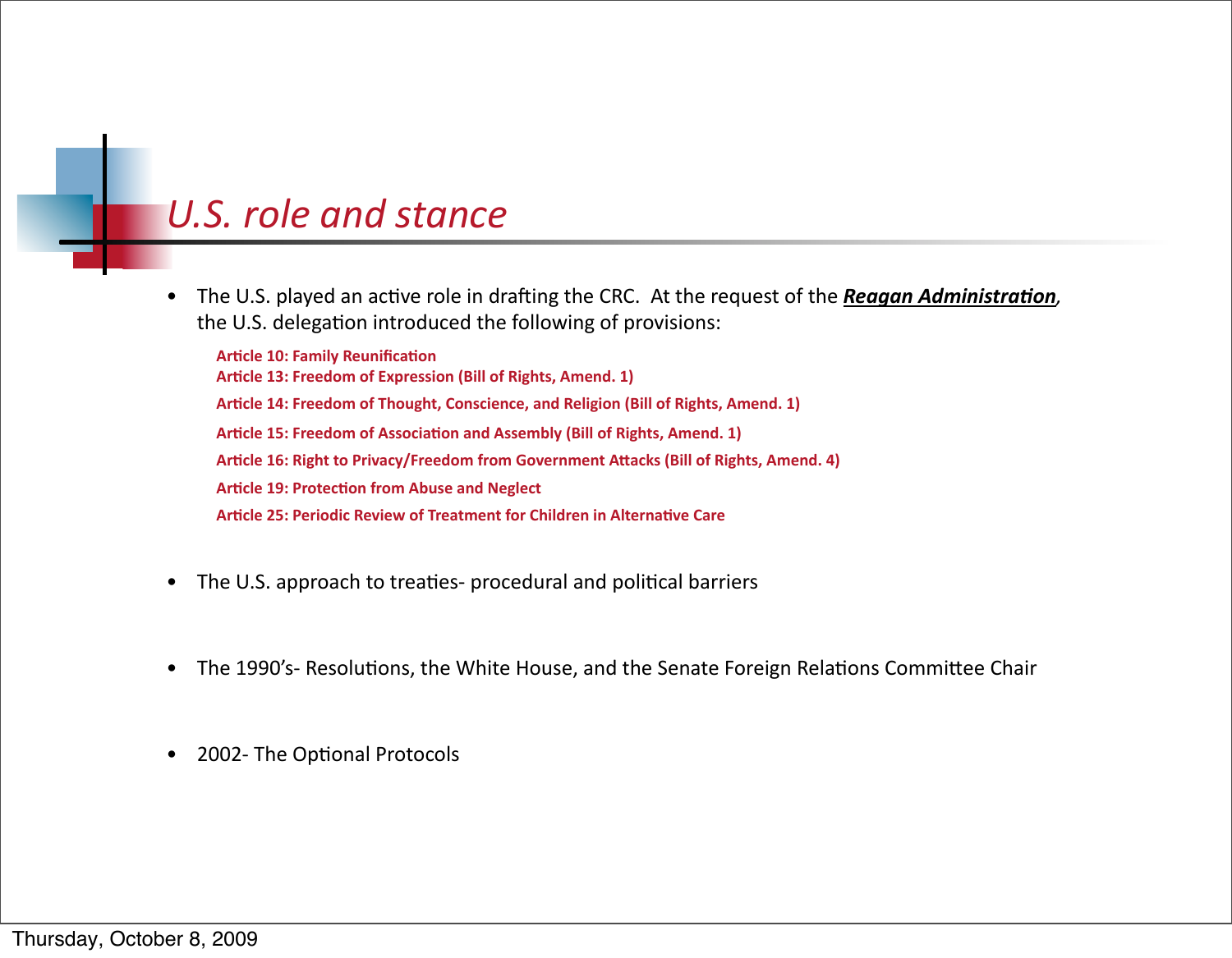# *U.S. role and stance*

- The U.S. played an active role in drafting the CRC. At the request of the ***Reagan Administration***, the U.S. delegation introduced the following of provisions:

  **Article 10: Family Reunification**
  **Article 13: Freedom of Expression (Bill of Rights, Amend. 1)**
  **Article 14: Freedom of Thought, Conscience, and Religion (Bill of Rights, Amend. 1)**
  **Article 15: Freedom of Association and Assembly (Bill of Rights, Amend. 1)**
  **Article 16: Right to Privacy/Freedom from Government Attacks (Bill of Rights, Amend. 4)**
  **Article 19: Protection from Abuse and Neglect**
  **Article 25: Periodic Review of Treatment for Children in Alternative Care**

- The U.S. approach to treaties- procedural and political barriers

- The 1990's- Resolutions, the White House, and the Senate Foreign Relations Committee Chair

- 2002- The Optional Protocols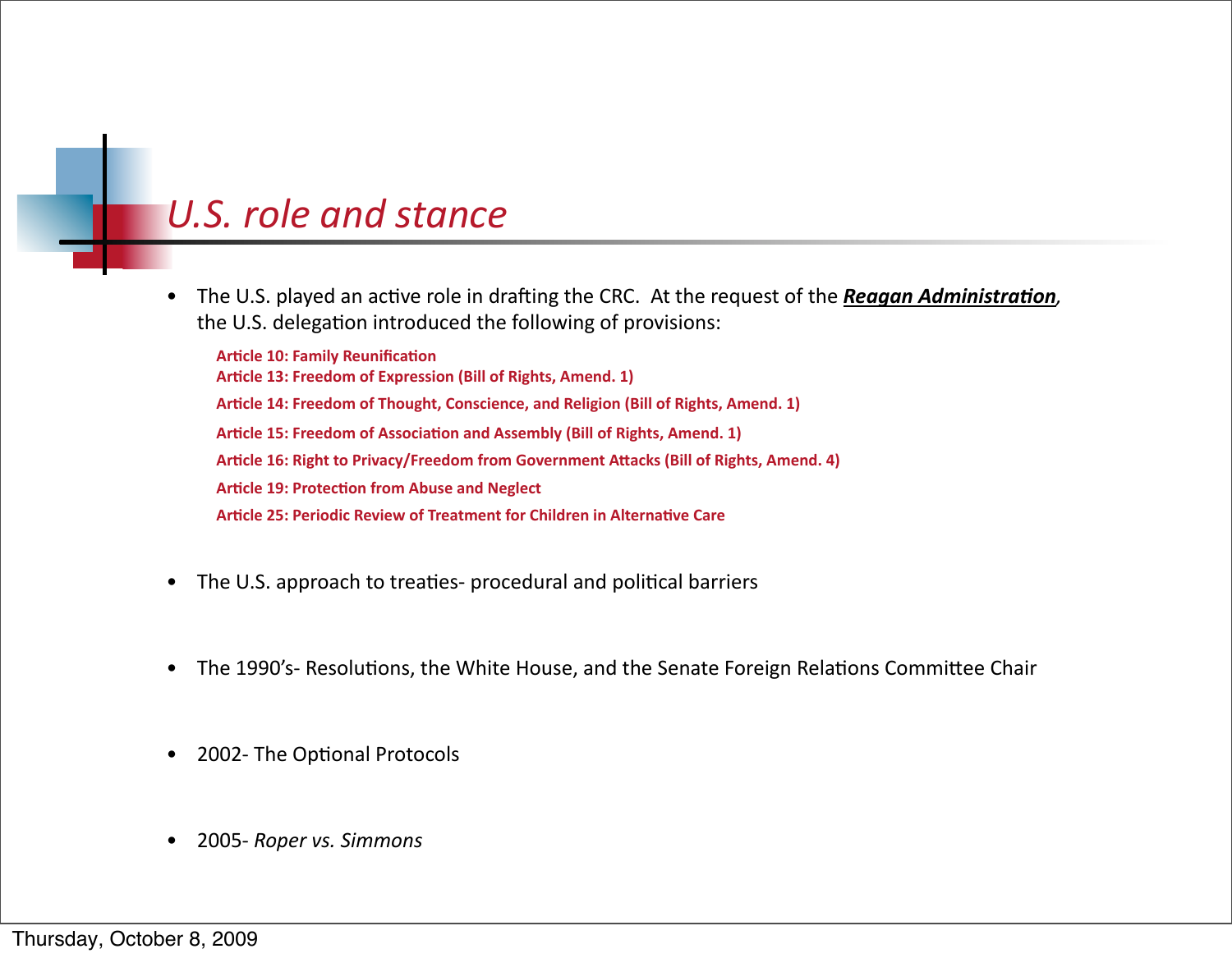# *U.S. role and stance*

- The U.S. played an active role in drafting the CRC. At the request of the ***Reagan Administration***, the U.S. delegation introduced the following of provisions:

  **Article 10: Family Reunification**
  **Article 13: Freedom of Expression (Bill of Rights, Amend. 1)**
  **Article 14: Freedom of Thought, Conscience, and Religion (Bill of Rights, Amend. 1)**
  **Article 15: Freedom of Association and Assembly (Bill of Rights, Amend. 1)**
  **Article 16: Right to Privacy/Freedom from Government Attacks (Bill of Rights, Amend. 4)**
  **Article 19: Protection from Abuse and Neglect**
  **Article 25: Periodic Review of Treatment for Children in Alternative Care**

- The U.S. approach to treaties- procedural and political barriers

- The 1990's- Resolutions, the White House, and the Senate Foreign Relations Committee Chair

- 2002- The Optional Protocols

- 2005- *Roper vs. Simmons*

Thursday, October 8, 2009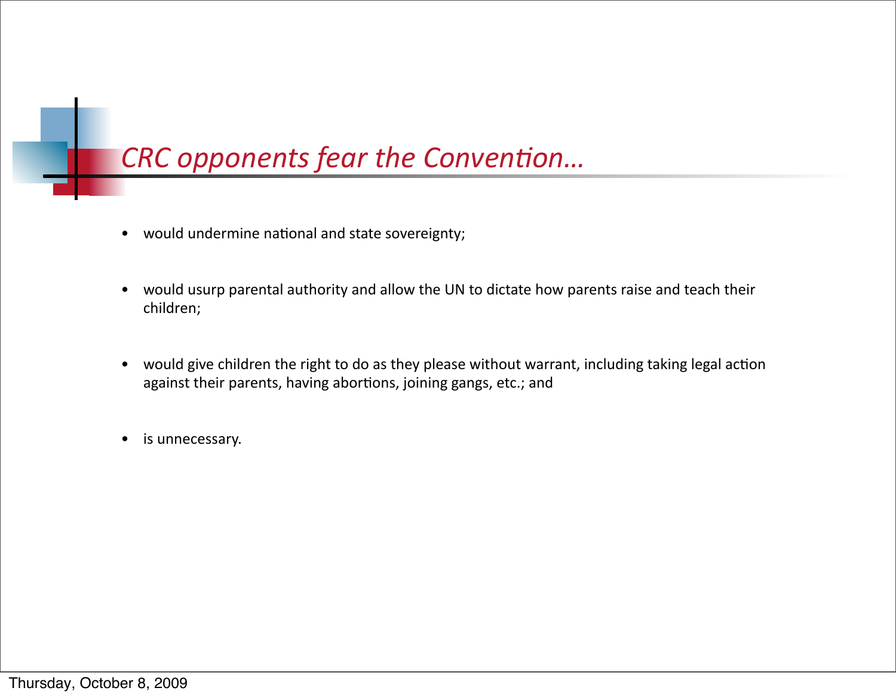## *CRC opponents fear the Convention…*

- would undermine national and state sovereignty;
- would usurp parental authority and allow the UN to dictate how parents raise and teach their children;
- would give children the right to do as they please without warrant, including taking legal action against their parents, having abortions, joining gangs, etc.; and
- is unnecessary.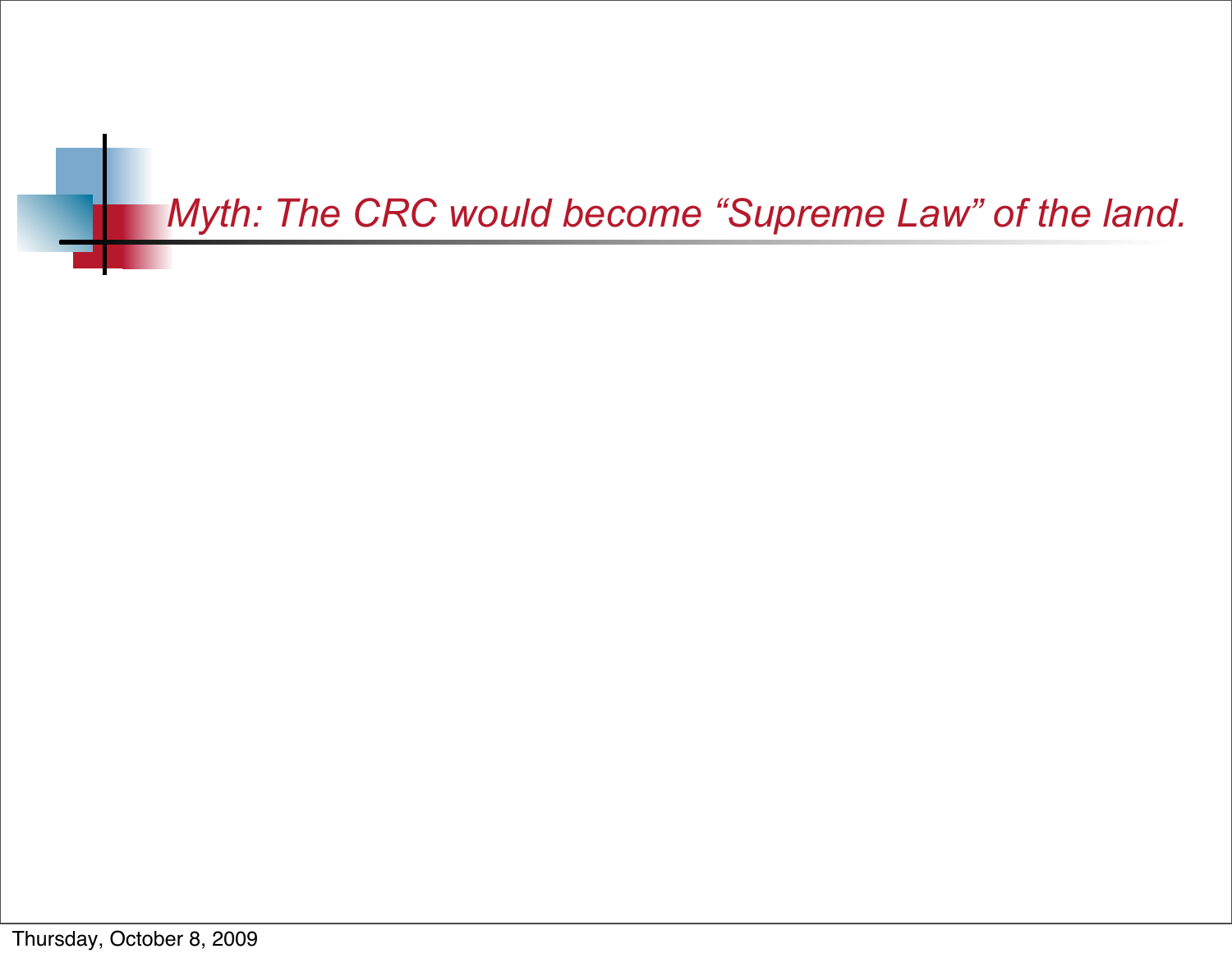# *Myth: The CRC would become “Supreme Law” of the land.*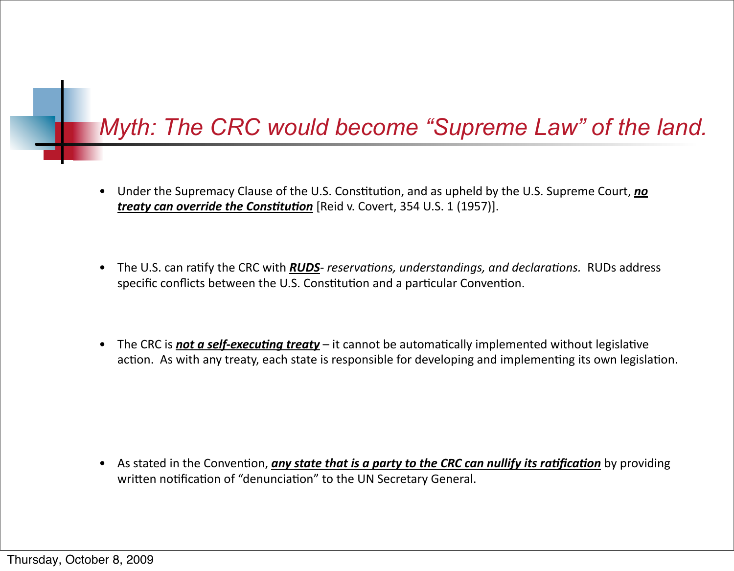# *Myth: The CRC would become "Supreme Law" of the land.*

- Under the Supremacy Clause of the U.S. Constitution, and as upheld by the U.S. Supreme Court, <u>***no treaty can override the Constitution***</u> [Reid v. Covert, 354 U.S. 1 (1957)].

- The U.S. can ratify the CRC with <u>***RUDS***</u>- *reservations, understandings, and declarations.* RUDs address specific conflicts between the U.S. Constitution and a particular Convention.

- The CRC is <u>***not a self-executing treaty***</u> – it cannot be automatically implemented without legislative action. As with any treaty, each state is responsible for developing and implementing its own legislation.

- As stated in the Convention, <u>***any state that is a party to the CRC can nullify its ratification***</u> by providing written notification of "denunciation" to the UN Secretary General.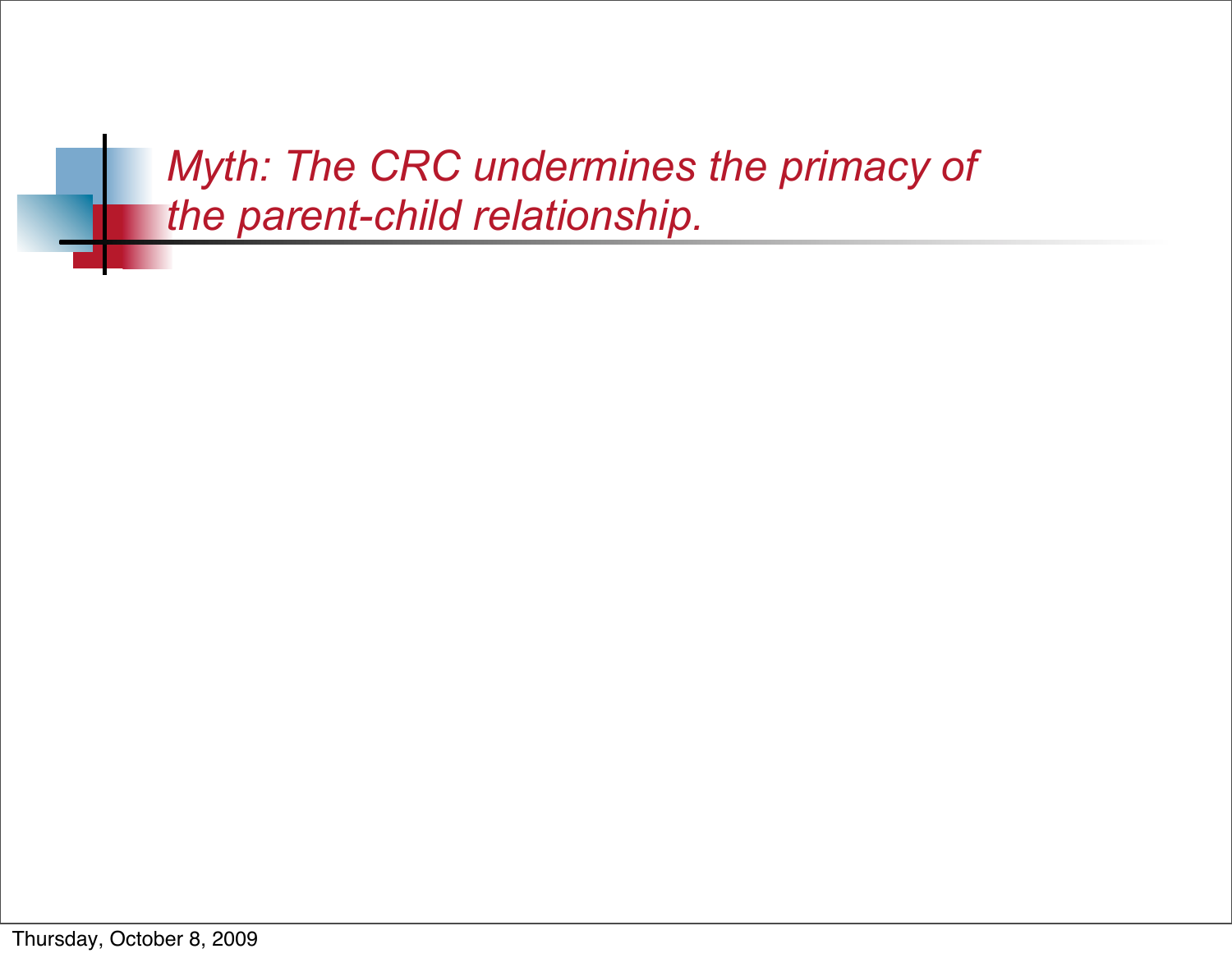## *Myth: The CRC undermines the primacy of the parent-child relationship.*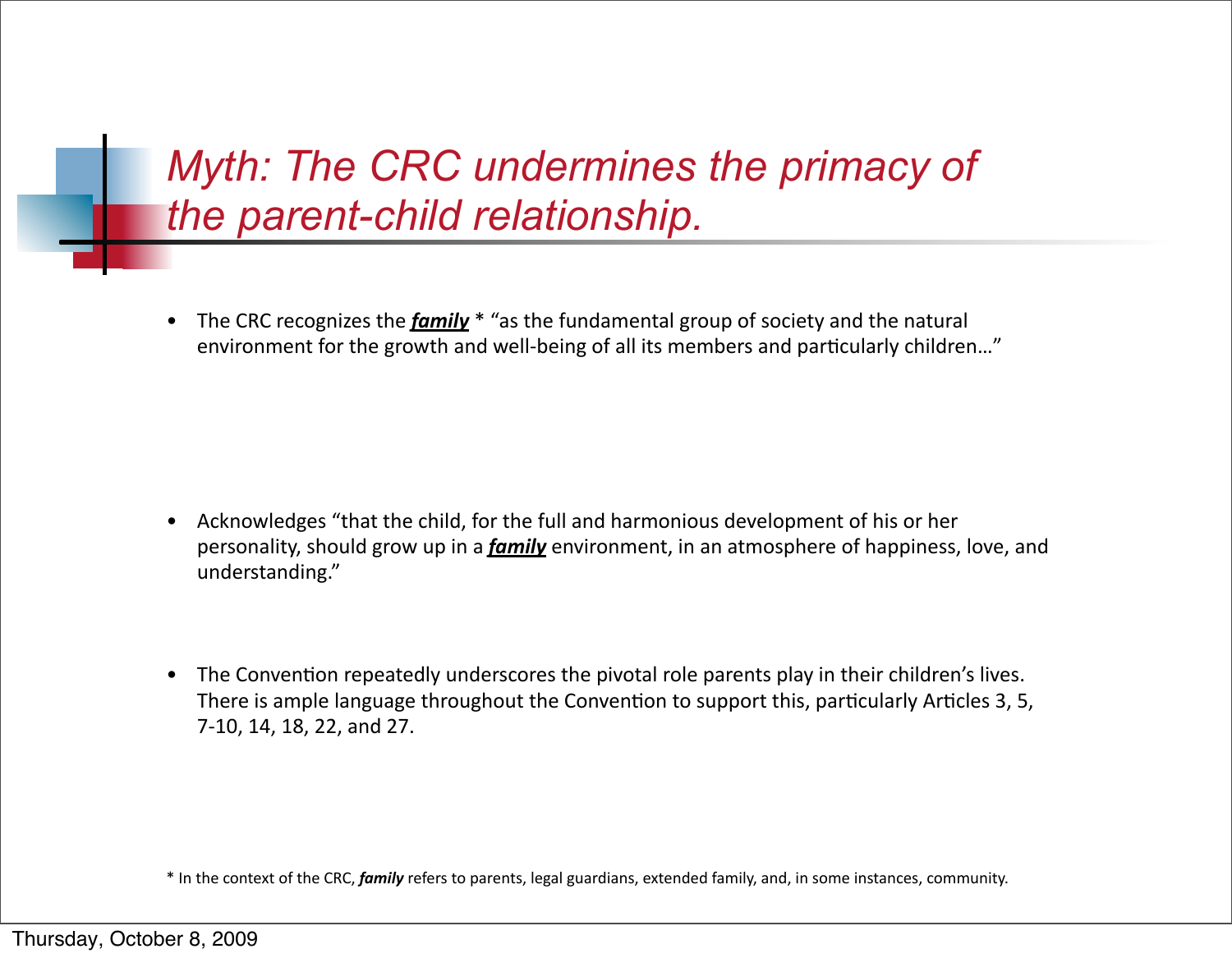# *Myth: The CRC undermines the primacy of the parent-child relationship.*

- The CRC recognizes the ***family*** * "as the fundamental group of society and the natural environment for the growth and well-being of all its members and particularly children…"

- Acknowledges "that the child, for the full and harmonious development of his or her personality, should grow up in a ***family*** environment, in an atmosphere of happiness, love, and understanding."

- The Convention repeatedly underscores the pivotal role parents play in their children's lives. There is ample language throughout the Convention to support this, particularly Articles 3, 5, 7-10, 14, 18, 22, and 27.

* In the context of the CRC, ***family*** refers to parents, legal guardians, extended family, and, in some instances, community.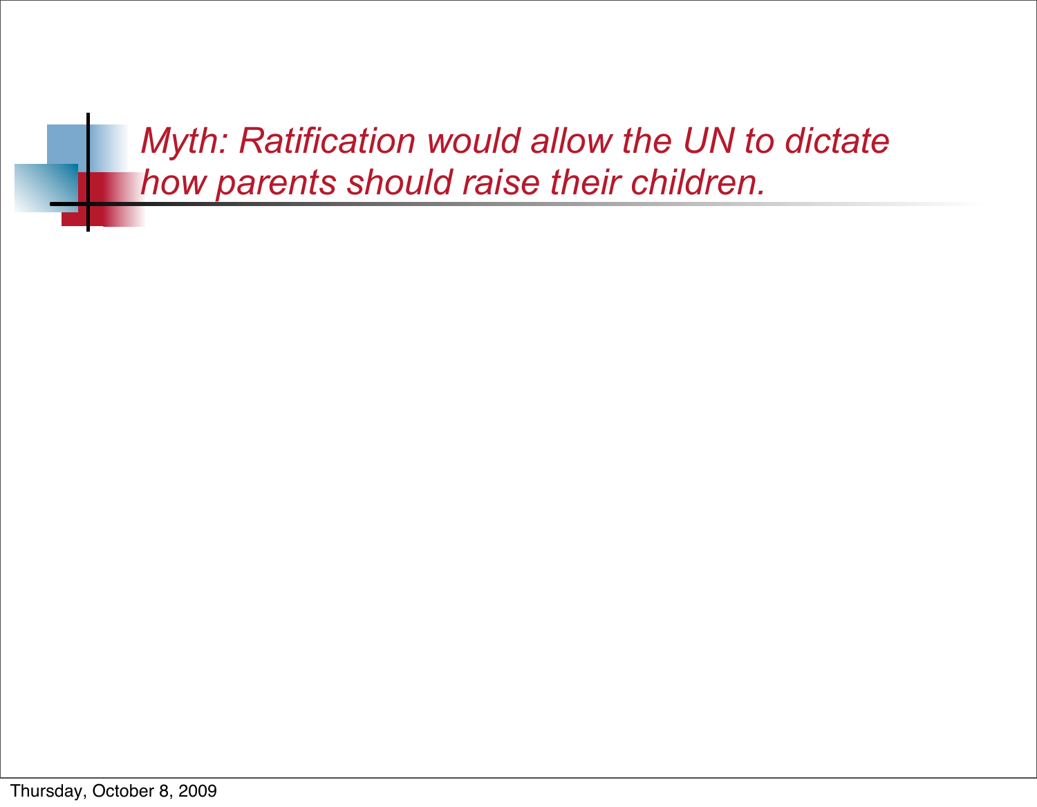# *Myth: Ratification would allow the UN to dictate how parents should raise their children.*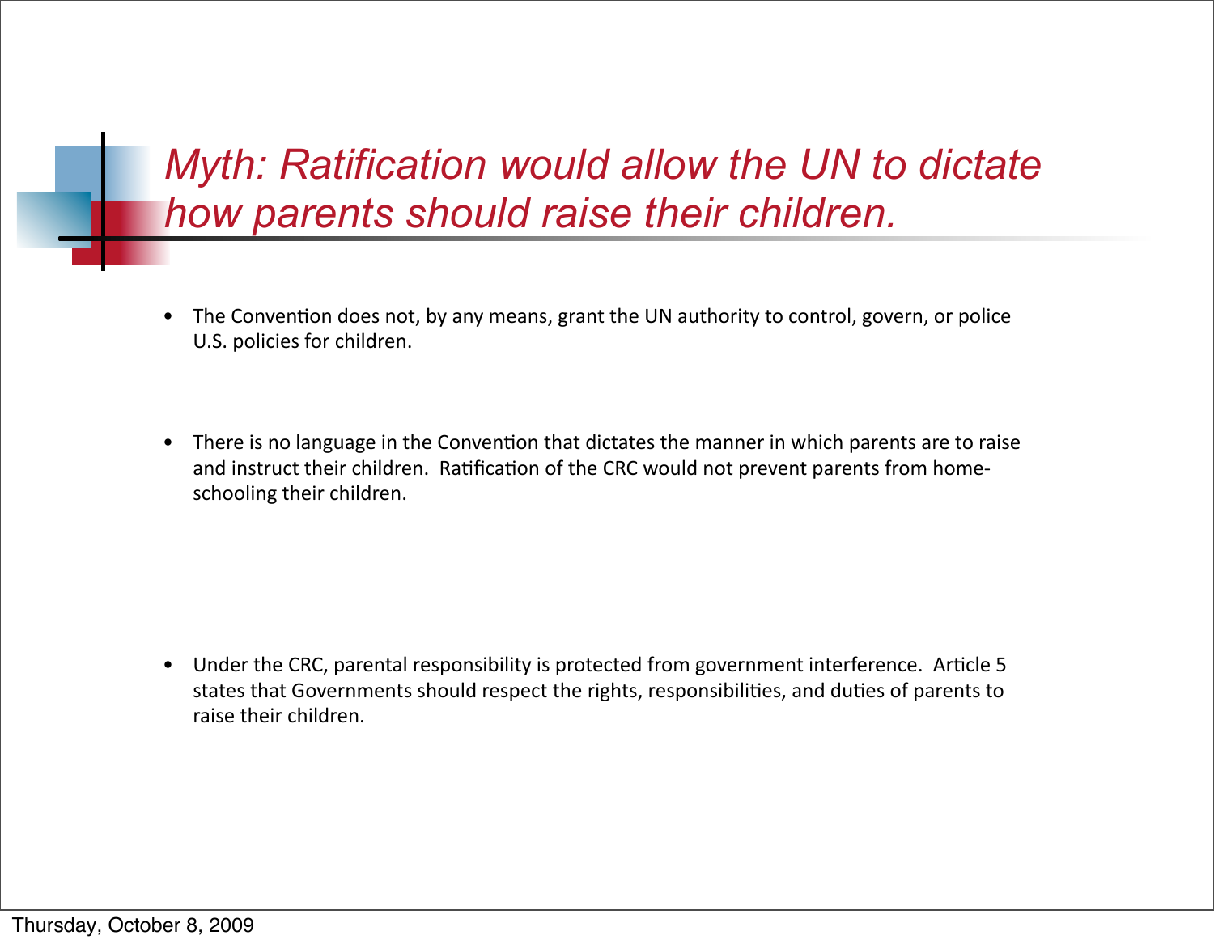# *Myth: Ratification would allow the UN to dictate how parents should raise their children.*

- The Convention does not, by any means, grant the UN authority to control, govern, or police U.S. policies for children.
- There is no language in the Convention that dictates the manner in which parents are to raise and instruct their children. Ratification of the CRC would not prevent parents from home-schooling their children.
- Under the CRC, parental responsibility is protected from government interference. Article 5 states that Governments should respect the rights, responsibilities, and duties of parents to raise their children.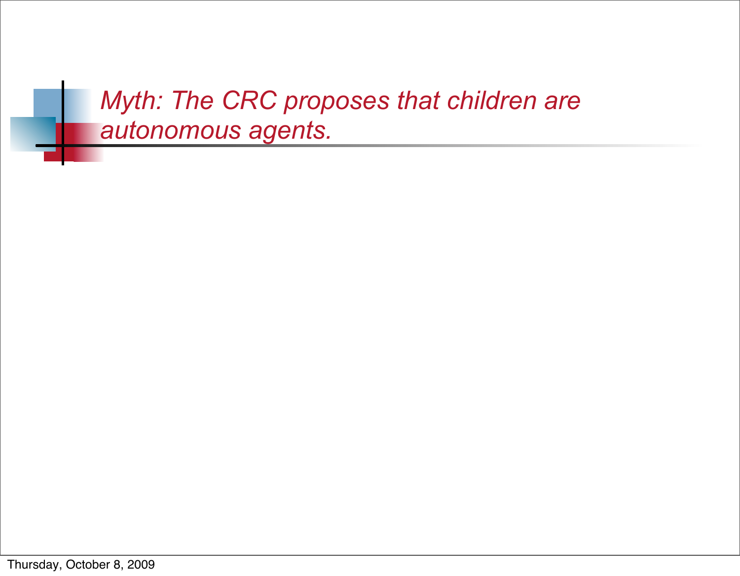# *Myth: The CRC proposes that children are autonomous agents.*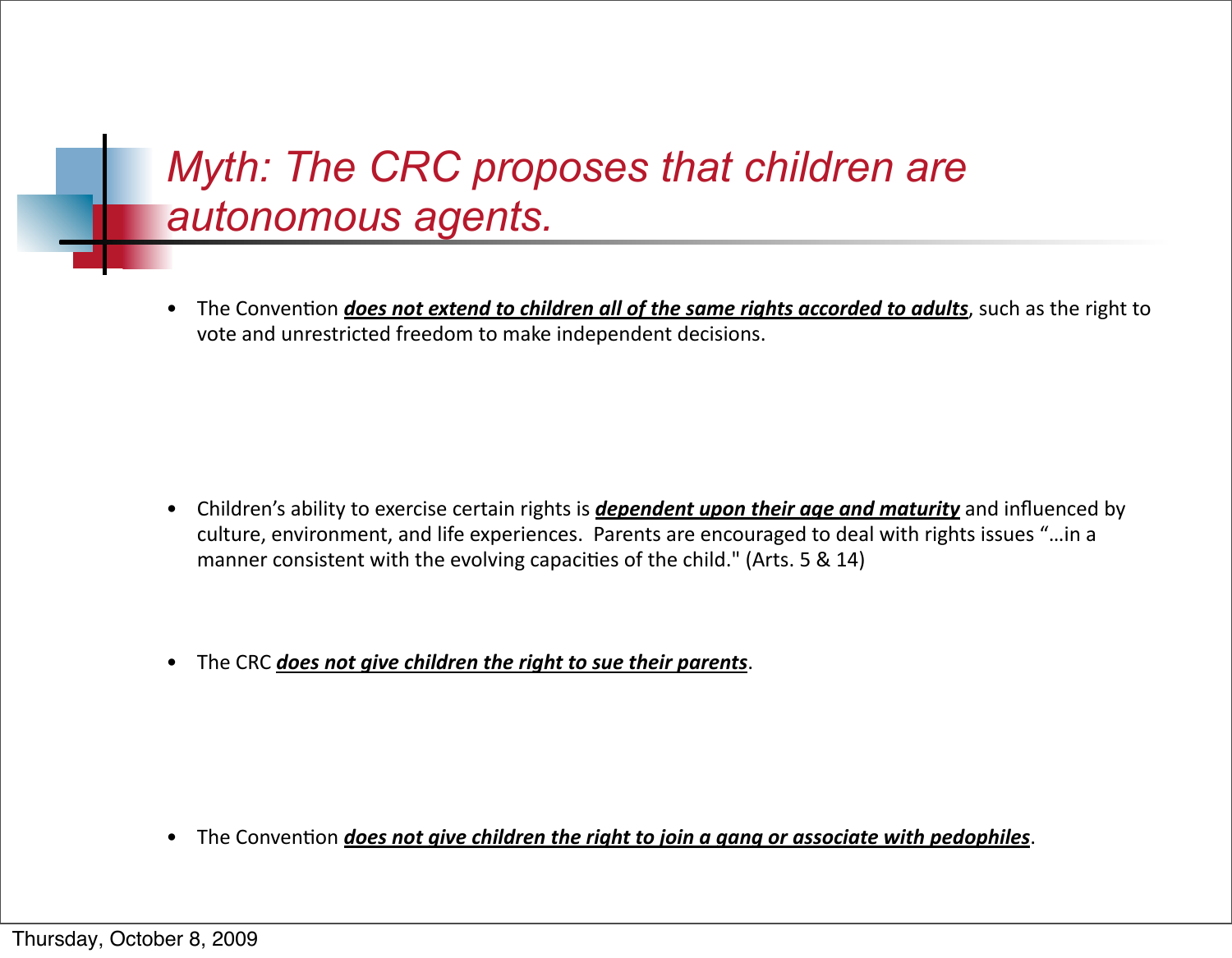# *Myth: The CRC proposes that children are autonomous agents.*

- The Convention ***does not extend to children all of the same rights accorded to adults***, such as the right to vote and unrestricted freedom to make independent decisions.

- Children's ability to exercise certain rights is ***dependent upon their age and maturity*** and influenced by culture, environment, and life experiences. Parents are encouraged to deal with rights issues "…in a manner consistent with the evolving capacities of the child." (Arts. 5 & 14)

- The CRC ***does not give children the right to sue their parents***.

- The Convention ***does not give children the right to join a gang or associate with pedophiles***.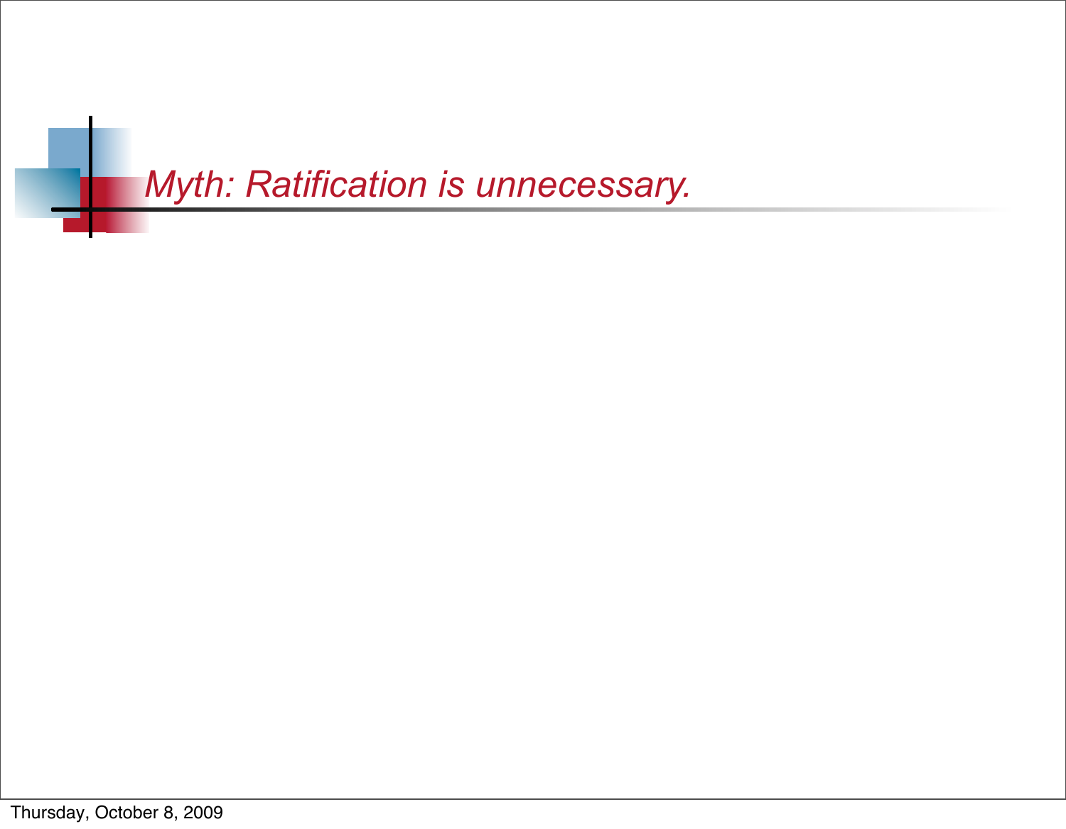# *Myth: Ratification is unnecessary.*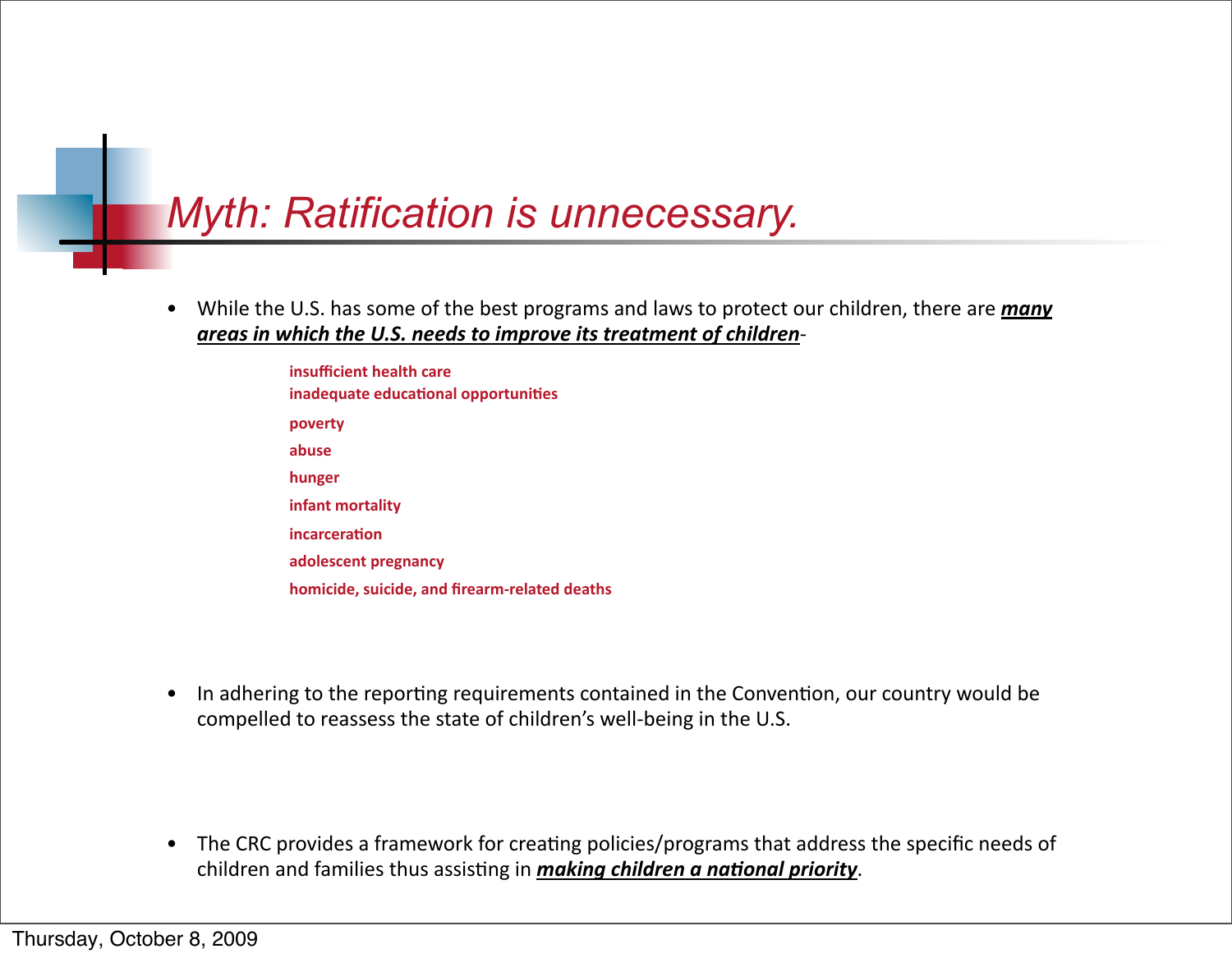# *Myth: Ratification is unnecessary.*

- While the U.S. has some of the best programs and laws to protect our children, there are ***many areas in which the U.S. needs to improve its treatment of children***-

  - **insufficient health care**
  - **inadequate educational opportunities**
  - **poverty**
  - **abuse**
  - **hunger**
  - **infant mortality**
  - **incarceration**
  - **adolescent pregnancy**
  - **homicide, suicide, and firearm-related deaths**

- In adhering to the reporting requirements contained in the Convention, our country would be compelled to reassess the state of children's well-being in the U.S.

- The CRC provides a framework for creating policies/programs that address the specific needs of children and families thus assisting in ***making children a national priority***.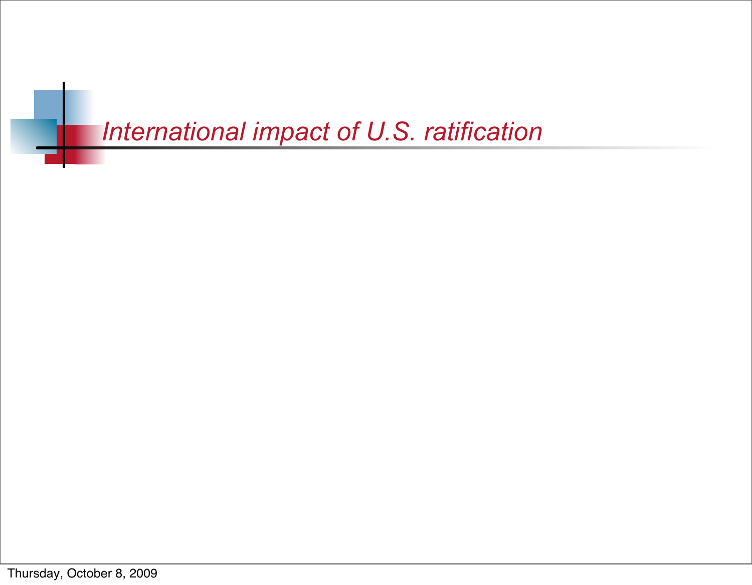# *International impact of U.S. ratification*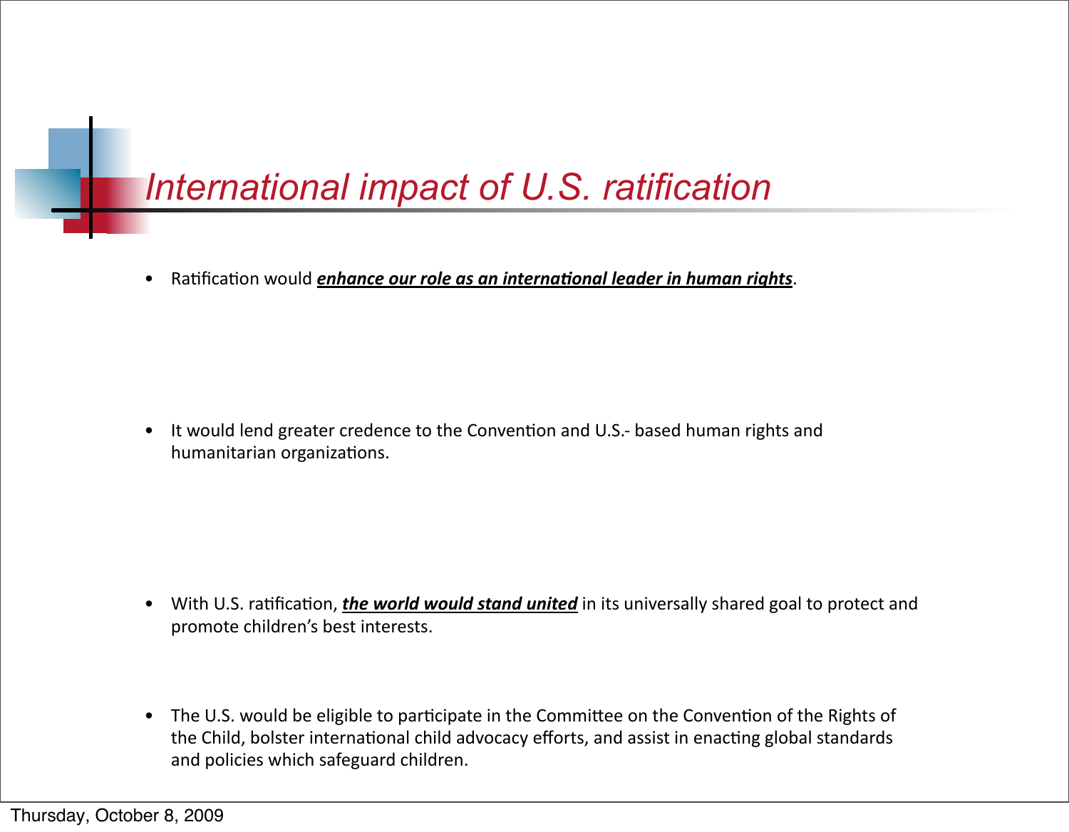# *International impact of U.S. ratification*

- Ratification would ***enhance our role as an international leader in human rights***.

- It would lend greater credence to the Convention and U.S.- based human rights and humanitarian organizations.

- With U.S. ratification, ***the world would stand united*** in its universally shared goal to protect and promote children's best interests.

- The U.S. would be eligible to participate in the Committee on the Convention of the Rights of the Child, bolster international child advocacy efforts, and assist in enacting global standards and policies which safeguard children.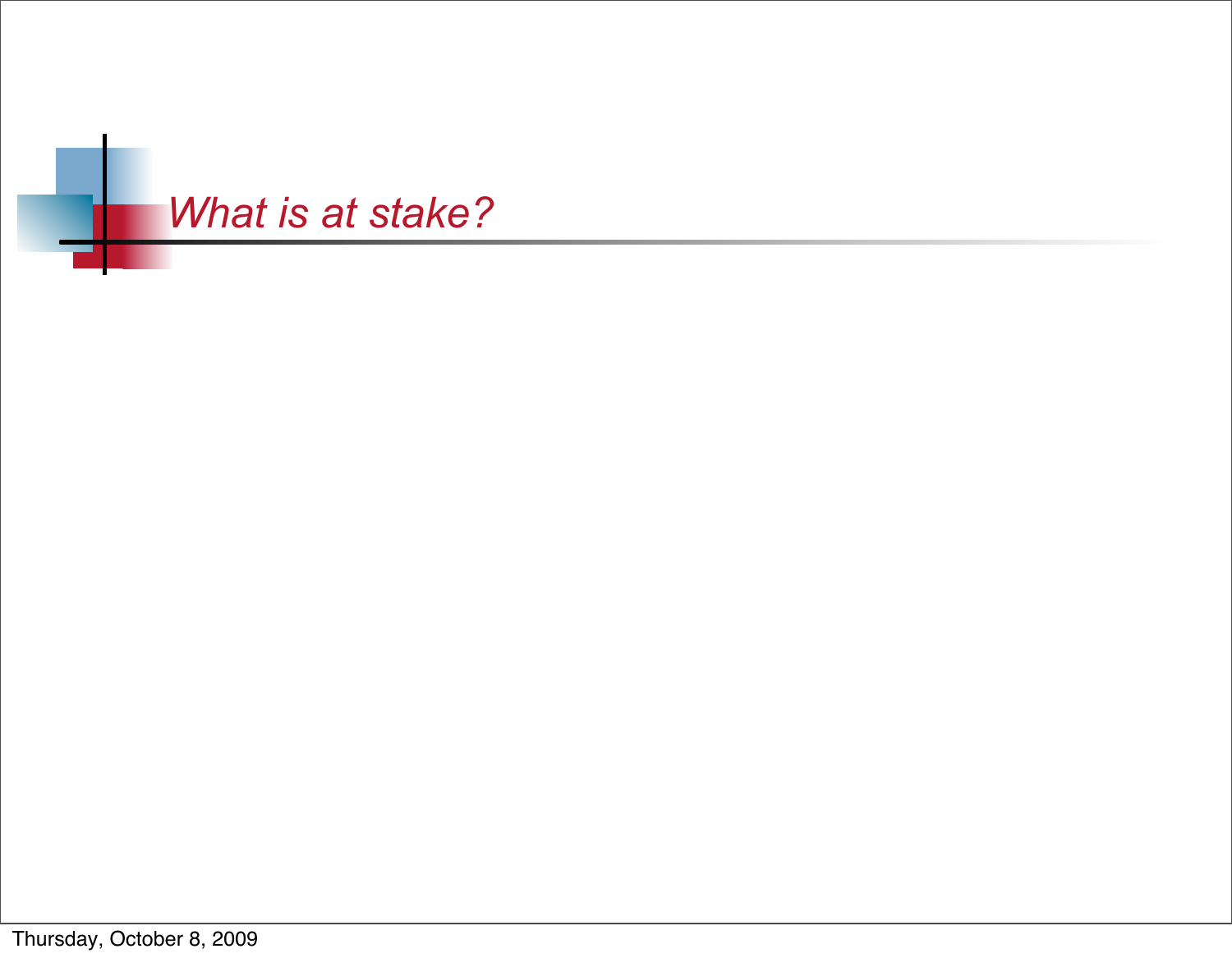## *What is at stake?*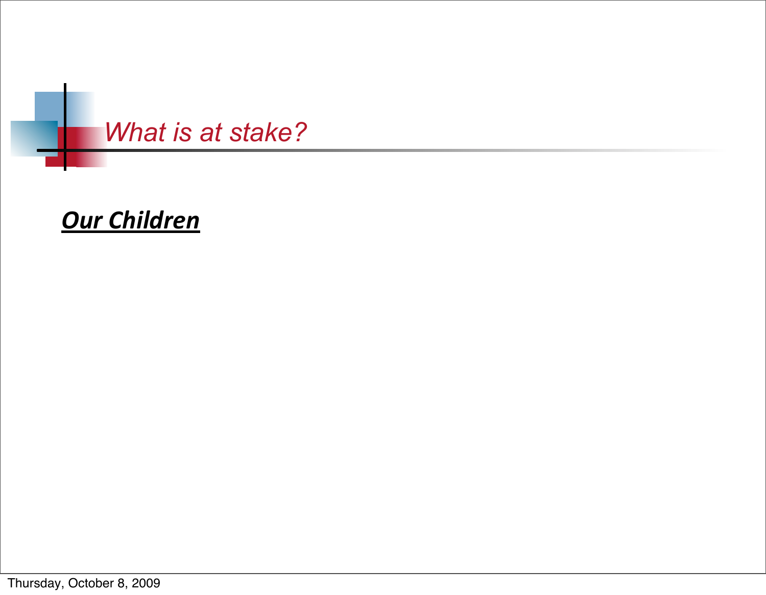## *What is at stake?*

***<u>Our Children</u>***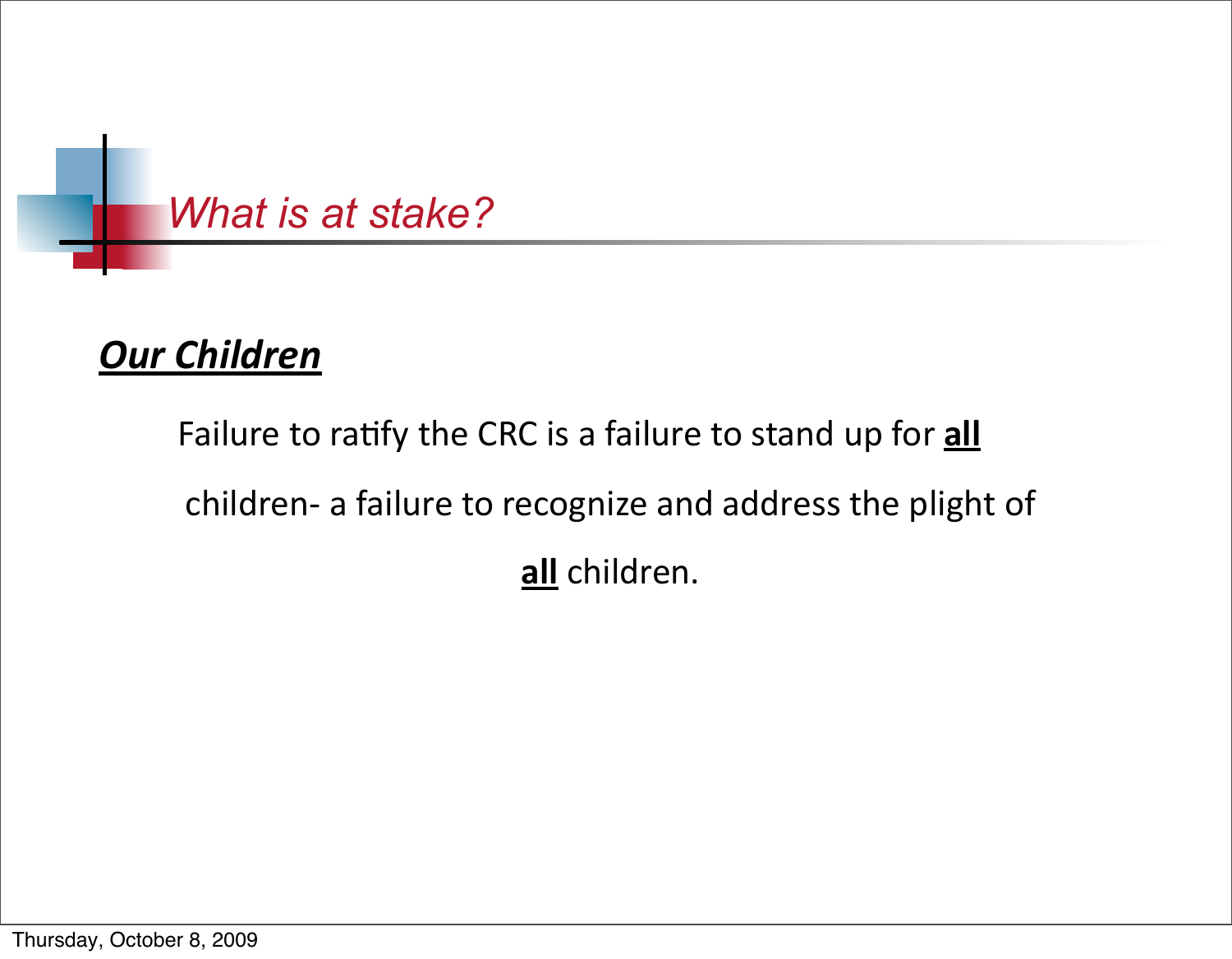## *What is at stake?*

***Our Children***

Failure to ratify the CRC is a failure to stand up for **all** children- a failure to recognize and address the plight of **all** children.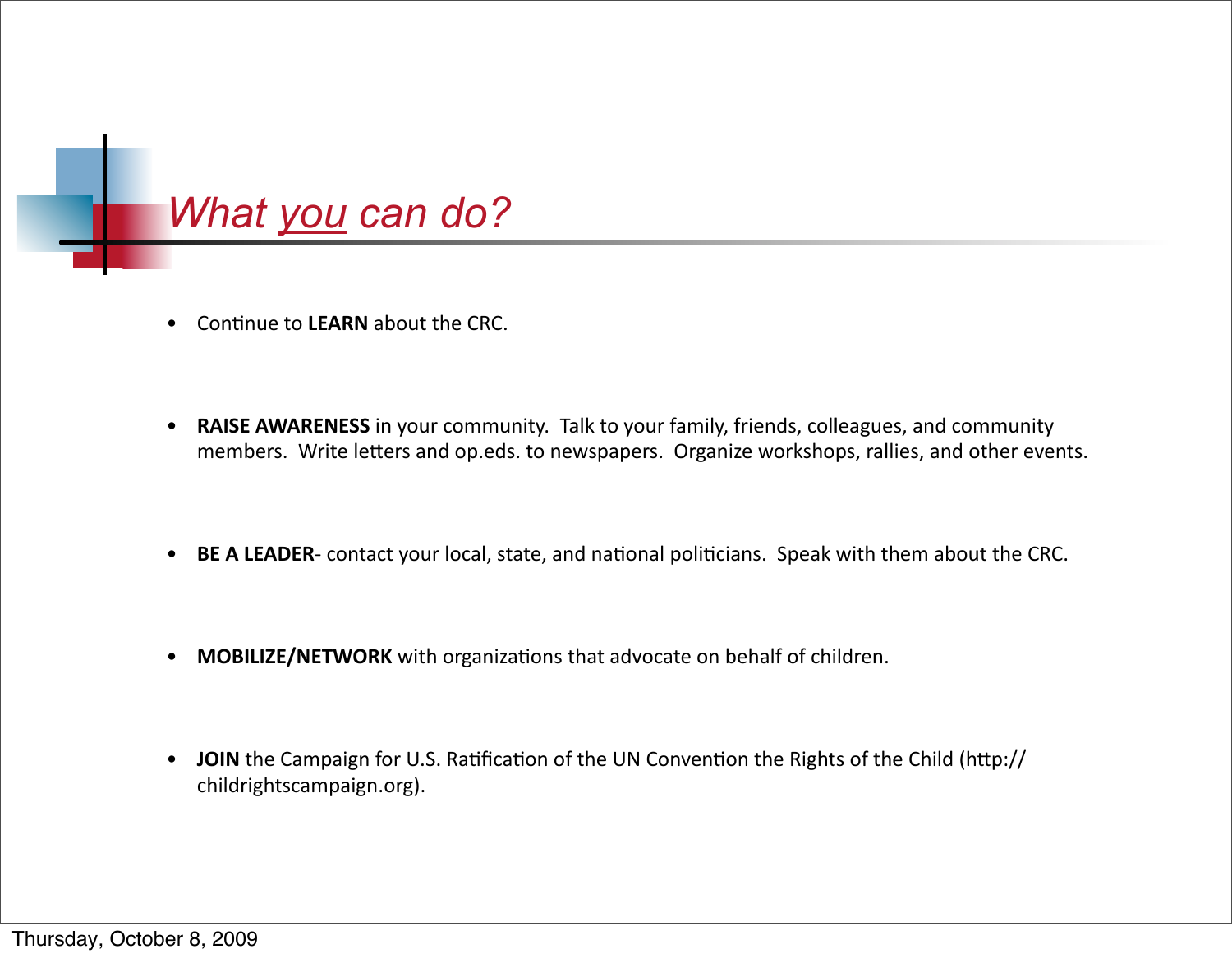# *What you can do?*

- Continue to **LEARN** about the CRC.
- **RAISE AWARENESS** in your community. Talk to your family, friends, colleagues, and community members. Write letters and op.eds. to newspapers. Organize workshops, rallies, and other events.
- **BE A LEADER**- contact your local, state, and national politicians. Speak with them about the CRC.
- **MOBILIZE/NETWORK** with organizations that advocate on behalf of children.
- **JOIN** the Campaign for U.S. Ratification of the UN Convention the Rights of the Child (http://childrightscampaign.org).